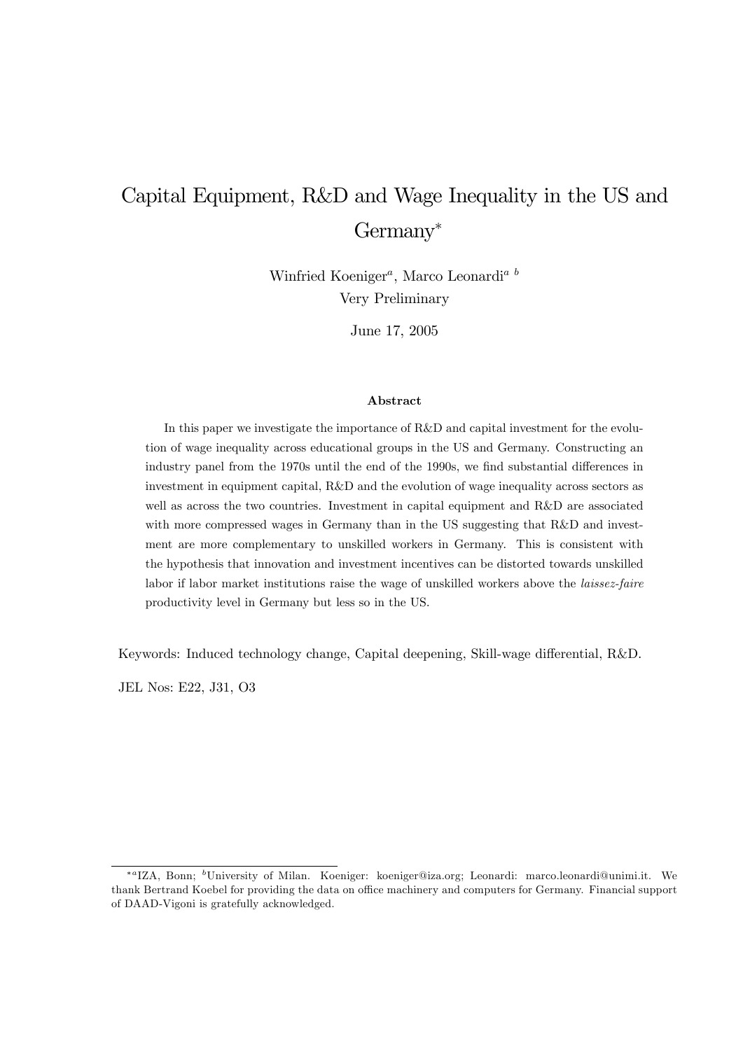# Capital Equipment, R&D and Wage Inequality in the US and Germany*

Winfried Koeniger[a], Marco Leonardi[a b]

Very Preliminary

June 17, 2005

### Abstract

In this paper we investigate the importance of R&D and capital investment for the evolution of wage inequality across educational groups in the US and Germany. Constructing an industry panel from the 1970s until the end of the 1990s, we find substantial differences in investment in equipment capital, R&D and the evolution of wage inequality across sectors as well as across the two countries. Investment in capital equipment and R&D are associated with more compressed wages in Germany than in the US suggesting that R&D and investment are more complementary to unskilled workers in Germany. This is consistent with the hypothesis that innovation and investment incentives can be distorted towards unskilled labor if labor market institutions raise the wage of unskilled workers above the *laissez-faire* productivity level in Germany but less so in the US.

Keywords: Induced technology change, Capital deepening, Skill-wage differential, R&D.

JEL Nos: E22, J31, O3

---

*[a]IZA, Bonn; [b]University of Milan. Koeniger: koeniger@iza.org; Leonardi: marco.leonardi@unimi.it. We thank Bertrand Koebel for providing the data on office machinery and computers for Germany. Financial support of DAAD-Vigoni is gratefully acknowledged.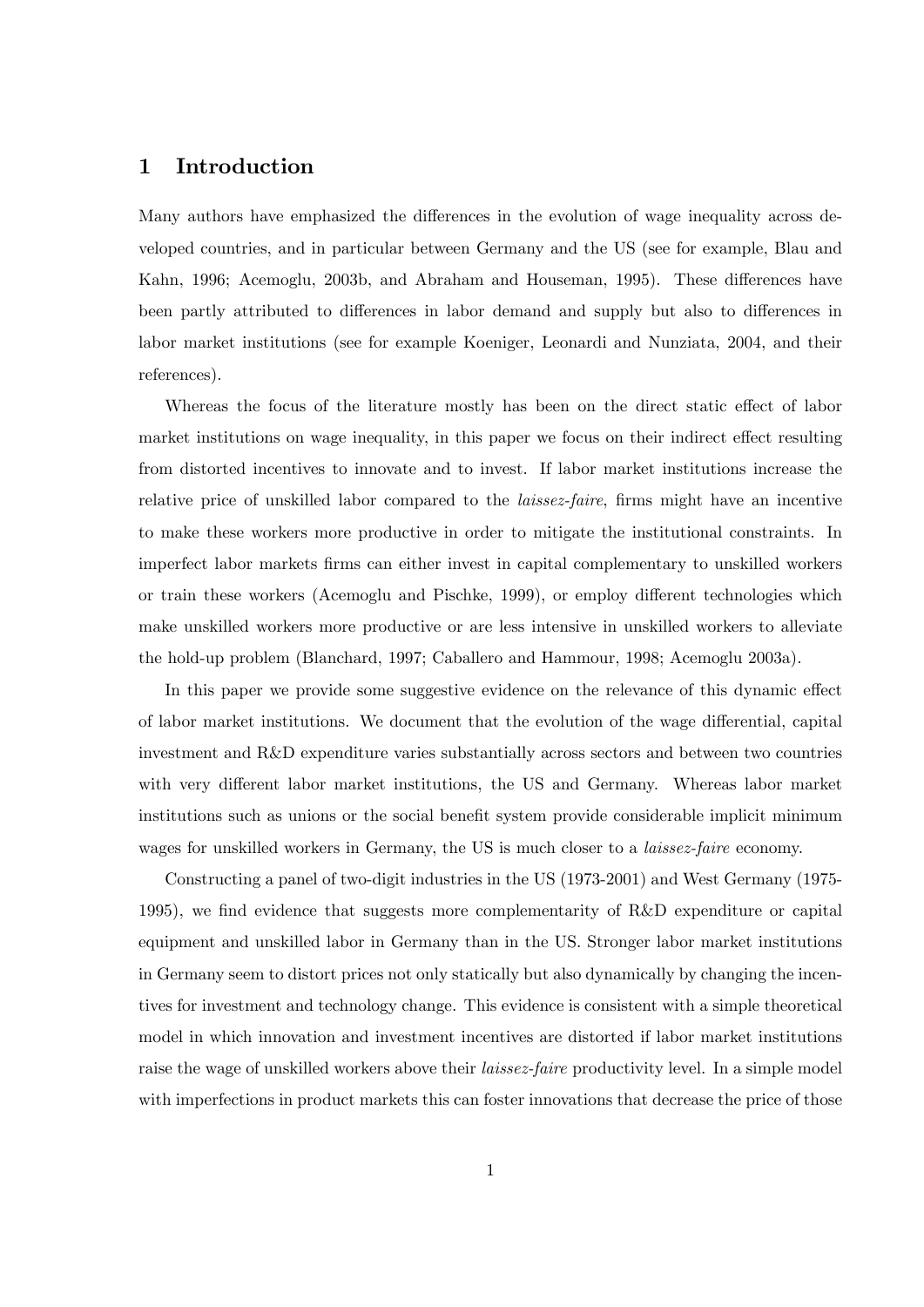## 1 Introduction

Many authors have emphasized the differences in the evolution of wage inequality across developed countries, and in particular between Germany and the US (see for example, Blau and Kahn, 1996; Acemoglu, 2003b, and Abraham and Houseman, 1995). These differences have been partly attributed to differences in labor demand and supply but also to differences in labor market institutions (see for example Koeniger, Leonardi and Nunziata, 2004, and their references).

Whereas the focus of the literature mostly has been on the direct static effect of labor market institutions on wage inequality, in this paper we focus on their indirect effect resulting from distorted incentives to innovate and to invest. If labor market institutions increase the relative price of unskilled labor compared to the *laissez-faire*, firms might have an incentive to make these workers more productive in order to mitigate the institutional constraints. In imperfect labor markets firms can either invest in capital complementary to unskilled workers or train these workers (Acemoglu and Pischke, 1999), or employ different technologies which make unskilled workers more productive or are less intensive in unskilled workers to alleviate the hold-up problem (Blanchard, 1997; Caballero and Hammour, 1998; Acemoglu 2003a).

In this paper we provide some suggestive evidence on the relevance of this dynamic effect of labor market institutions. We document that the evolution of the wage differential, capital investment and R&D expenditure varies substantially across sectors and between two countries with very different labor market institutions, the US and Germany. Whereas labor market institutions such as unions or the social benefit system provide considerable implicit minimum wages for unskilled workers in Germany, the US is much closer to a *laissez-faire* economy.

Constructing a panel of two-digit industries in the US (1973-2001) and West Germany (1975-1995), we find evidence that suggests more complementarity of R&D expenditure or capital equipment and unskilled labor in Germany than in the US. Stronger labor market institutions in Germany seem to distort prices not only statically but also dynamically by changing the incentives for investment and technology change. This evidence is consistent with a simple theoretical model in which innovation and investment incentives are distorted if labor market institutions raise the wage of unskilled workers above their *laissez-faire* productivity level. In a simple model with imperfections in product markets this can foster innovations that decrease the price of those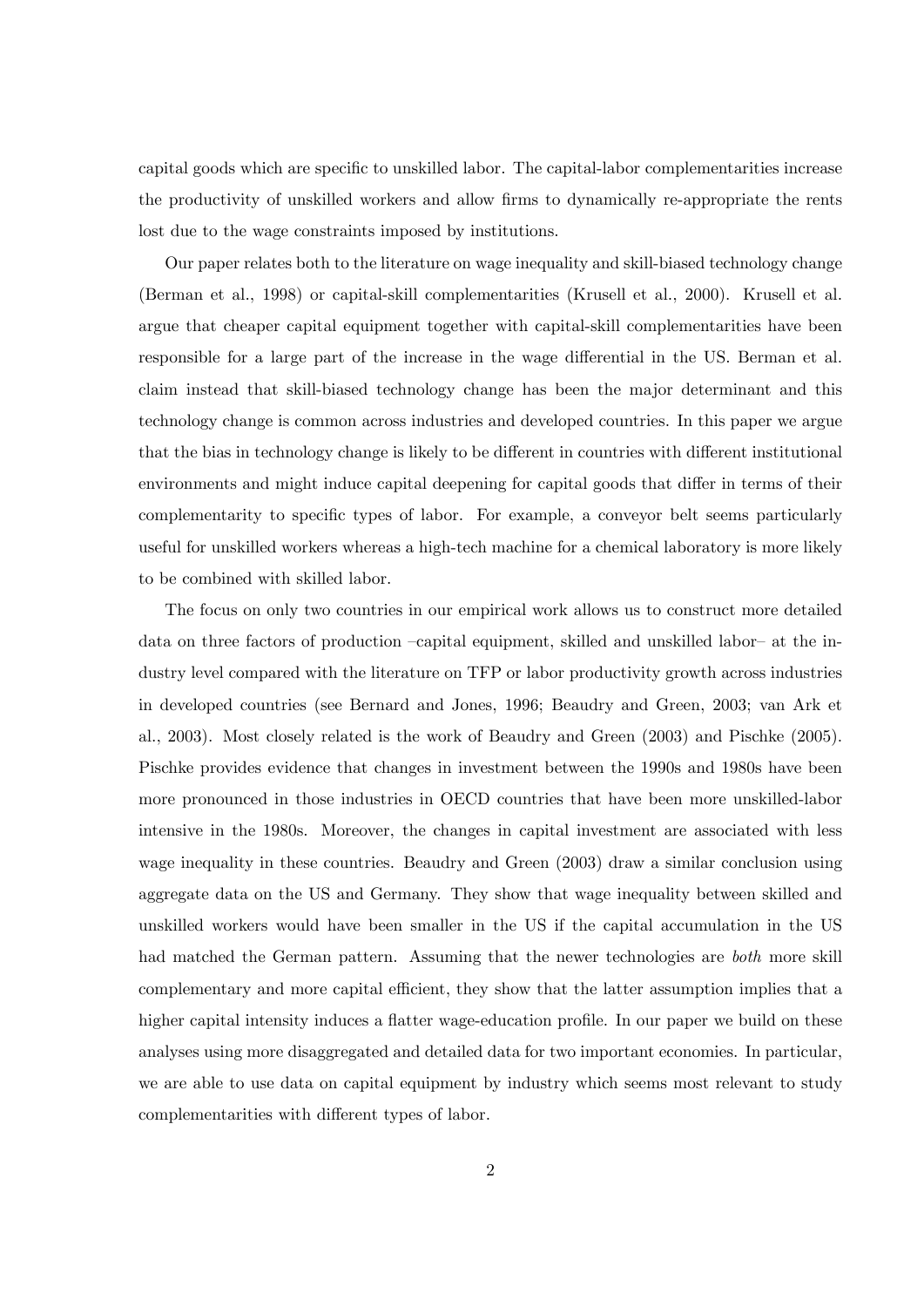capital goods which are specific to unskilled labor. The capital-labor complementarities increase the productivity of unskilled workers and allow firms to dynamically re-appropriate the rents lost due to the wage constraints imposed by institutions.

Our paper relates both to the literature on wage inequality and skill-biased technology change (Berman et al., 1998) or capital-skill complementarities (Krusell et al., 2000). Krusell et al. argue that cheaper capital equipment together with capital-skill complementarities have been responsible for a large part of the increase in the wage differential in the US. Berman et al. claim instead that skill-biased technology change has been the major determinant and this technology change is common across industries and developed countries. In this paper we argue that the bias in technology change is likely to be different in countries with different institutional environments and might induce capital deepening for capital goods that differ in terms of their complementarity to specific types of labor. For example, a conveyor belt seems particularly useful for unskilled workers whereas a high-tech machine for a chemical laboratory is more likely to be combined with skilled labor.

The focus on only two countries in our empirical work allows us to construct more detailed data on three factors of production –capital equipment, skilled and unskilled labor– at the industry level compared with the literature on TFP or labor productivity growth across industries in developed countries (see Bernard and Jones, 1996; Beaudry and Green, 2003; van Ark et al., 2003). Most closely related is the work of Beaudry and Green (2003) and Pischke (2005). Pischke provides evidence that changes in investment between the 1990s and 1980s have been more pronounced in those industries in OECD countries that have been more unskilled-labor intensive in the 1980s. Moreover, the changes in capital investment are associated with less wage inequality in these countries. Beaudry and Green (2003) draw a similar conclusion using aggregate data on the US and Germany. They show that wage inequality between skilled and unskilled workers would have been smaller in the US if the capital accumulation in the US had matched the German pattern. Assuming that the newer technologies are *both* more skill complementary and more capital efficient, they show that the latter assumption implies that a higher capital intensity induces a flatter wage-education profile. In our paper we build on these analyses using more disaggregated and detailed data for two important economies. In particular, we are able to use data on capital equipment by industry which seems most relevant to study complementarities with different types of labor.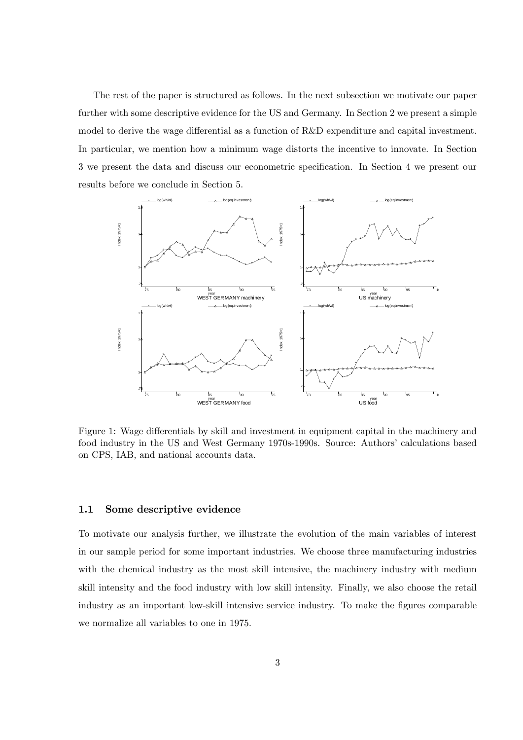The rest of the paper is structured as follows. In the next subsection we motivate our paper further with some descriptive evidence for the US and Germany. In Section 2 we present a simple model to derive the wage differential as a function of R&D expenditure and capital investment. In particular, we mention how a minimum wage distorts the incentive to innovate. In Section 3 we present the data and discuss our econometric specification. In Section 4 we present our results before we conclude in Section 5.

Figure 1: Wage differentials by skill and investment in equipment capital in the machinery and food industry in the US and West Germany 1970s-1990s. Source: Authors' calculations based on CPS, IAB, and national accounts data.

### 1.1 Some descriptive evidence

To motivate our analysis further, we illustrate the evolution of the main variables of interest in our sample period for some important industries. We choose three manufacturing industries with the chemical industry as the most skill intensive, the machinery industry with medium skill intensity and the food industry with low skill intensity. Finally, we also choose the retail industry as an important low-skill intensive service industry. To make the figures comparable we normalize all variables to one in 1975.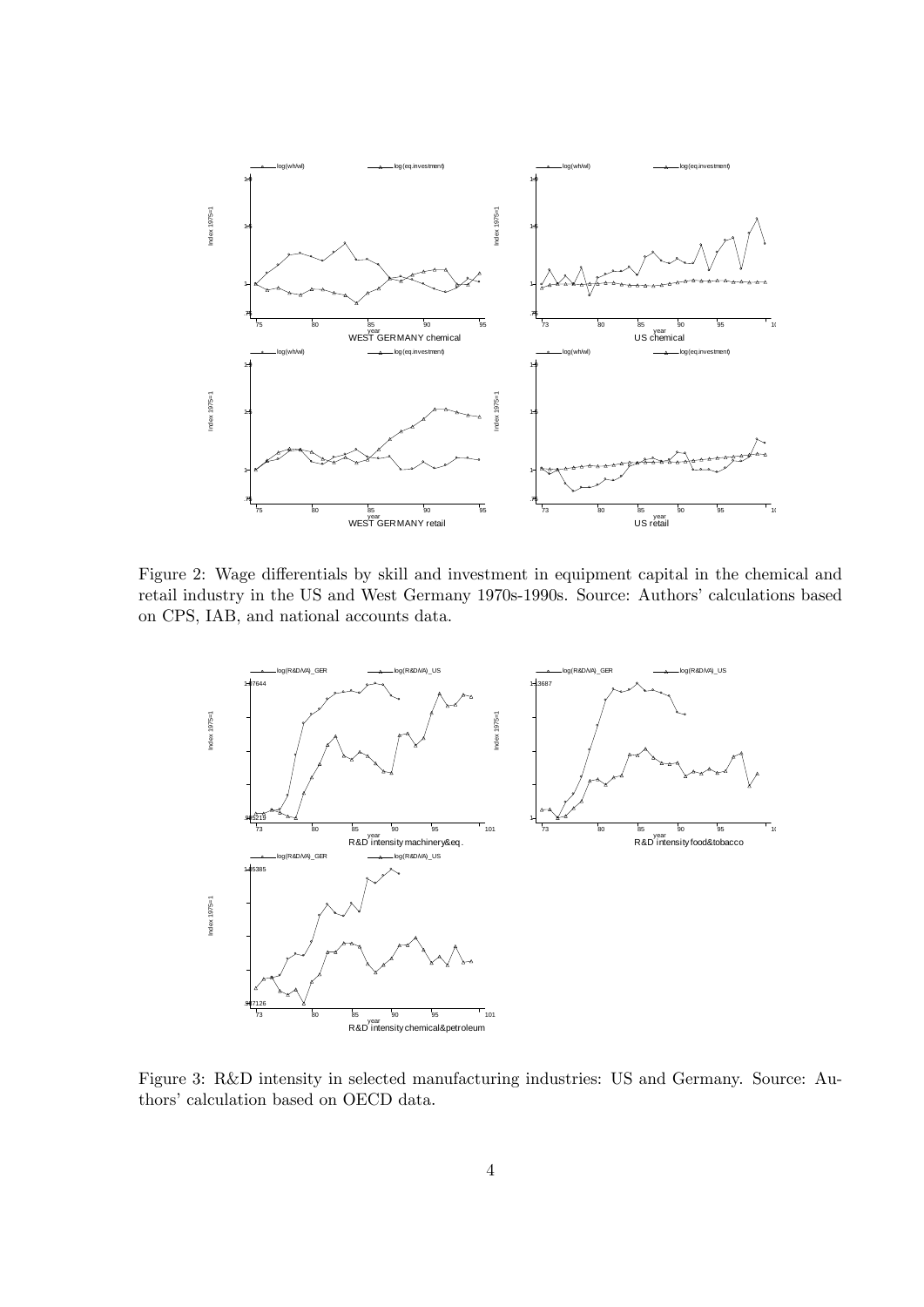Figure 2: Wage differentials by skill and investment in equipment capital in the chemical and retail industry in the US and West Germany 1970s-1990s. Source: Authors' calculations based on CPS, IAB, and national accounts data.

Figure 3: R&D intensity in selected manufacturing industries: US and Germany. Source: Authors' calculation based on OECD data.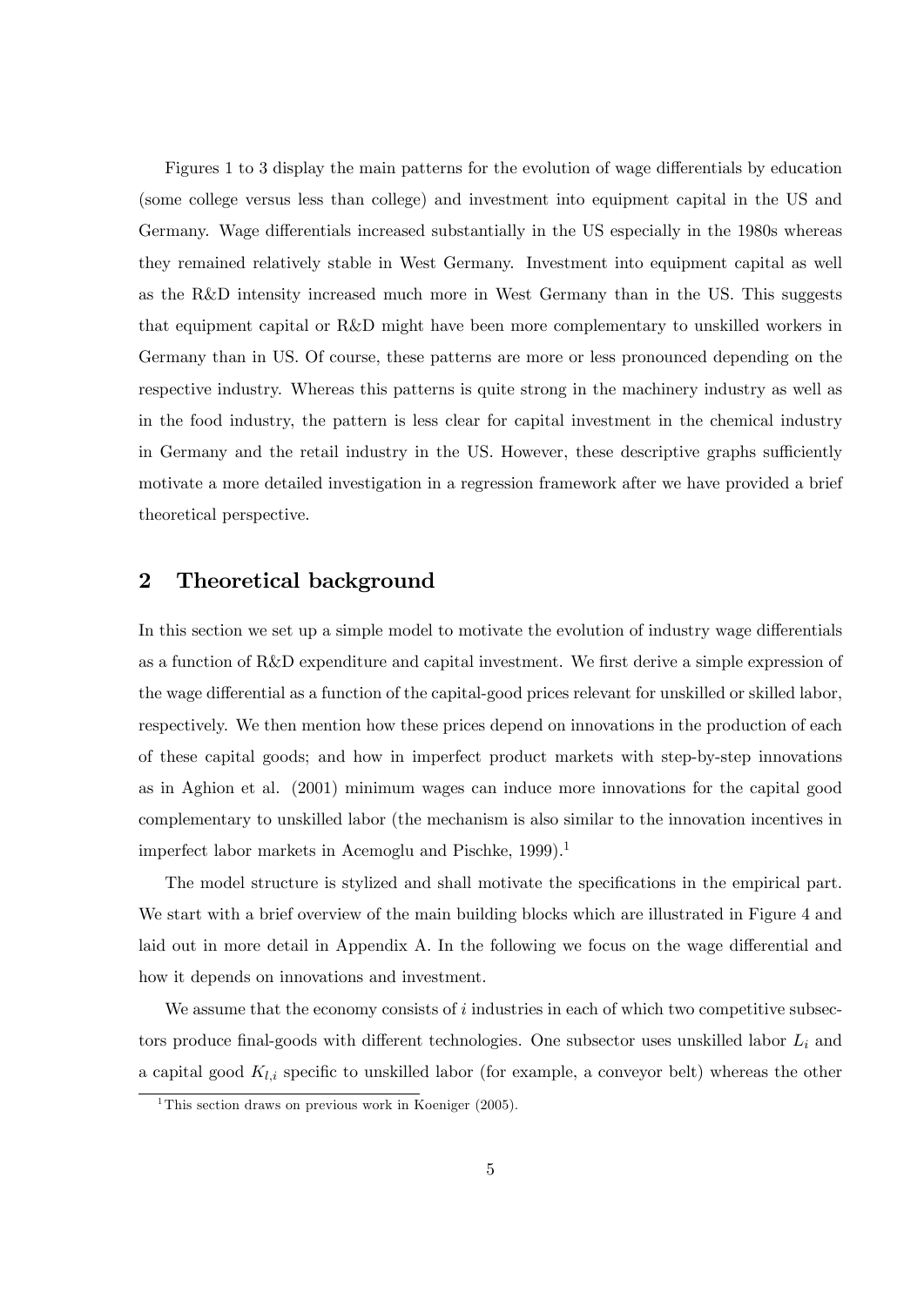Figures 1 to 3 display the main patterns for the evolution of wage differentials by education (some college versus less than college) and investment into equipment capital in the US and Germany. Wage differentials increased substantially in the US especially in the 1980s whereas they remained relatively stable in West Germany. Investment into equipment capital as well as the R&D intensity increased much more in West Germany than in the US. This suggests that equipment capital or R&D might have been more complementary to unskilled workers in Germany than in US. Of course, these patterns are more or less pronounced depending on the respective industry. Whereas this patterns is quite strong in the machinery industry as well as in the food industry, the pattern is less clear for capital investment in the chemical industry in Germany and the retail industry in the US. However, these descriptive graphs sufficiently motivate a more detailed investigation in a regression framework after we have provided a brief theoretical perspective.

## 2 Theoretical background

In this section we set up a simple model to motivate the evolution of industry wage differentials as a function of R&D expenditure and capital investment. We first derive a simple expression of the wage differential as a function of the capital-good prices relevant for unskilled or skilled labor, respectively. We then mention how these prices depend on innovations in the production of each of these capital goods; and how in imperfect product markets with step-by-step innovations as in Aghion et al. (2001) minimum wages can induce more innovations for the capital good complementary to unskilled labor (the mechanism is also similar to the innovation incentives in imperfect labor markets in Acemoglu and Pischke, 1999).[1]

The model structure is stylized and shall motivate the specifications in the empirical part. We start with a brief overview of the main building blocks which are illustrated in Figure 4 and laid out in more detail in Appendix A. In the following we focus on the wage differential and how it depends on innovations and investment.

We assume that the economy consists of $i$ industries in each of which two competitive subsectors produce final-goods with different technologies. One subsector uses unskilled labor $L_i$ and a capital good $K_{l,i}$ specific to unskilled labor (for example, a conveyor belt) whereas the other

[1] This section draws on previous work in Koeniger (2005).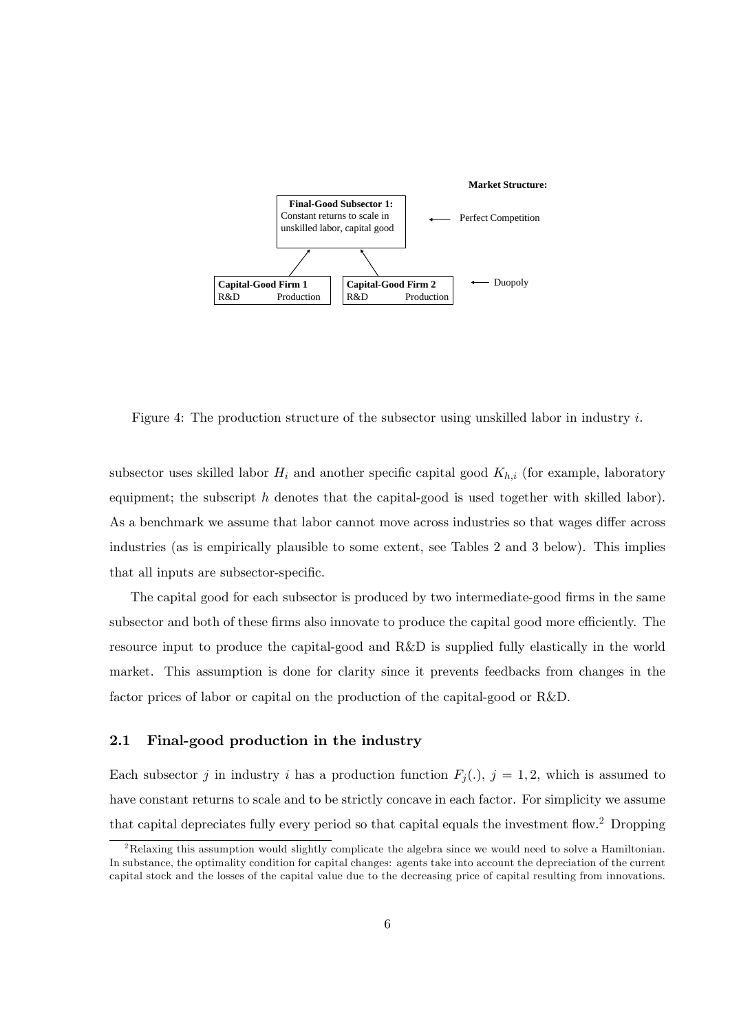Figure 4: The production structure of the subsector using unskilled labor in industry $i$.

subsector uses skilled labor $H_i$ and another specific capital good $K_{h,i}$ (for example, laboratory equipment; the subscript $h$ denotes that the capital-good is used together with skilled labor). As a benchmark we assume that labor cannot move across industries so that wages differ across industries (as is empirically plausible to some extent, see Tables 2 and 3 below). This implies that all inputs are subsector-specific.

The capital good for each subsector is produced by two intermediate-good firms in the same subsector and both of these firms also innovate to produce the capital good more efficiently. The resource input to produce the capital-good and R&D is supplied fully elastically in the world market. This assumption is done for clarity since it prevents feedbacks from changes in the factor prices of labor or capital on the production of the capital-good or R&D.

## 2.1 Final-good production in the industry

Each subsector $j$ in industry $i$ has a production function $F_j(.)$, $j = 1, 2$, which is assumed to have constant returns to scale and to be strictly concave in each factor. For simplicity we assume that capital depreciates fully every period so that capital equals the investment flow.[2] Dropping

[2] Relaxing this assumption would slightly complicate the algebra since we would need to solve a Hamiltonian. In substance, the optimality condition for capital changes: agents take into account the depreciation of the current capital stock and the losses of the capital value due to the decreasing price of capital resulting from innovations.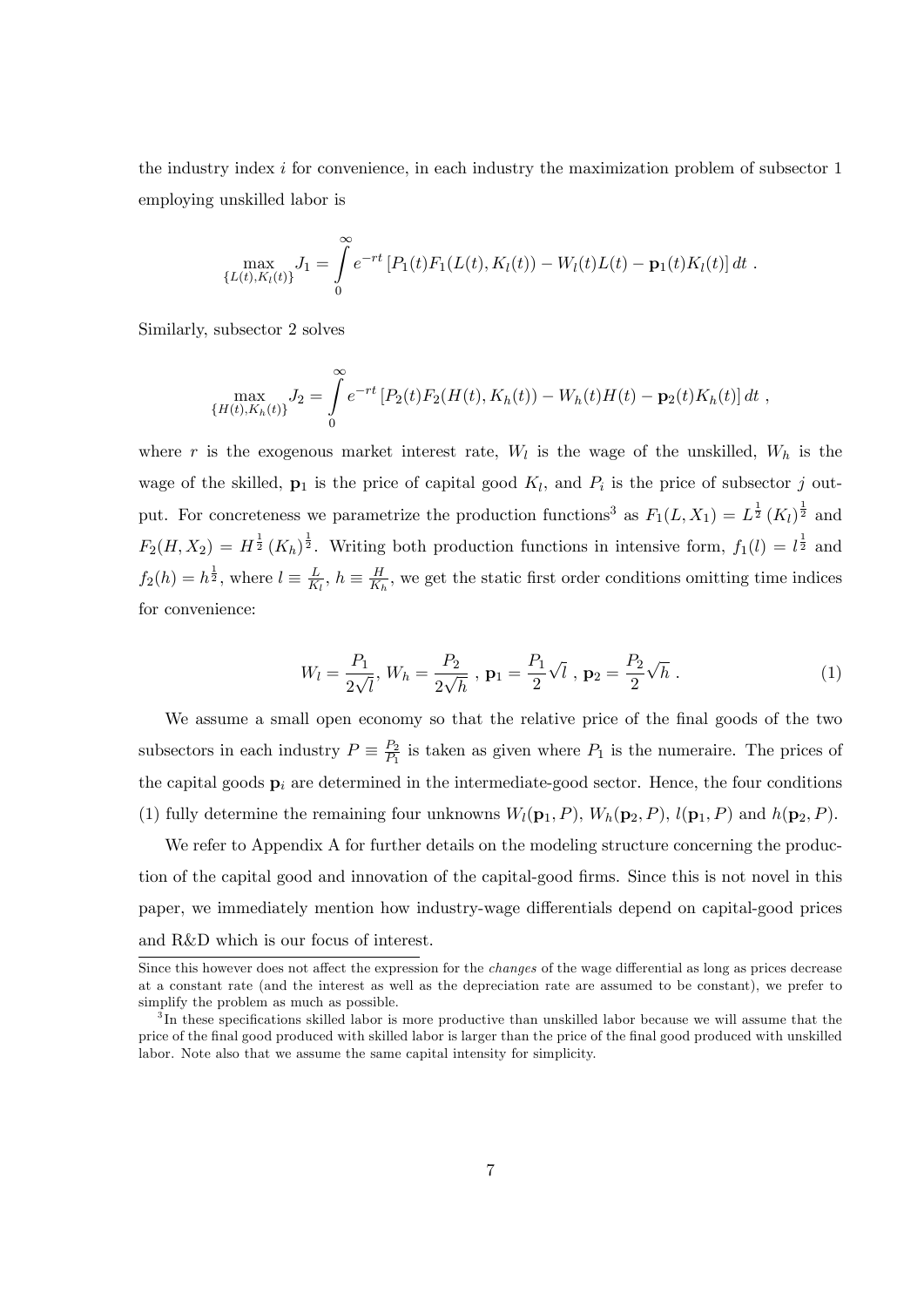the industry index $i$ for convenience, in each industry the maximization problem of subsector 1 employing unskilled labor is

$$\max_{\{L(t),K_l(t)\}} J_1 = \int_0^\infty e^{-rt} \left[ P_1(t) F_1(L(t), K_l(t)) - W_l(t) L(t) - \mathbf{p}_1(t) K_l(t) \right] dt \ .$$

Similarly, subsector 2 solves

$$\max_{\{H(t),K_h(t)\}} J_2 = \int_0^\infty e^{-rt} \left[ P_2(t) F_2(H(t), K_h(t)) - W_h(t) H(t) - \mathbf{p}_2(t) K_h(t) \right] dt \ ,$$

where $r$ is the exogenous market interest rate, $W_l$ is the wage of the unskilled, $W_h$ is the wage of the skilled, $\mathbf{p}_1$ is the price of capital good $K_l$, and $P_i$ is the price of subsector $j$ output. For concreteness we parametrize the production functions[3] as $F_1(L, X_1) = L^{\frac{1}{2}} (K_l)^{\frac{1}{2}}$ and $F_2(H, X_2) = H^{\frac{1}{2}} (K_h)^{\frac{1}{2}}$. Writing both production functions in intensive form, $f_1(l) = l^{\frac{1}{2}}$ and $f_2(h) = h^{\frac{1}{2}}$, where $l \equiv \frac{L}{K_l}$, $h \equiv \frac{H}{K_h}$, we get the static first order conditions omitting time indices for convenience:

$$W_l = \frac{P_1}{2\sqrt{l}},\ W_h = \frac{P_2}{2\sqrt{h}}\ ,\ \mathbf{p}_1 = \frac{P_1}{2}\sqrt{l}\ ,\ \mathbf{p}_2 = \frac{P_2}{2}\sqrt{h}\ . \tag{1}$$

We assume a small open economy so that the relative price of the final goods of the two subsectors in each industry $P \equiv \frac{P_2}{P_1}$ is taken as given where $P_1$ is the numeraire. The prices of the capital goods $\mathbf{p}_i$ are determined in the intermediate-good sector. Hence, the four conditions (1) fully determine the remaining four unknowns $W_l(\mathbf{p}_1, P)$, $W_h(\mathbf{p}_2, P)$, $l(\mathbf{p}_1, P)$ and $h(\mathbf{p}_2, P)$.

We refer to Appendix A for further details on the modeling structure concerning the production of the capital good and innovation of the capital-good firms. Since this is not novel in this paper, we immediately mention how industry-wage differentials depend on capital-good prices and R&D which is our focus of interest.

Since this however does not affect the expression for the *changes* of the wage differential as long as prices decrease at a constant rate (and the interest as well as the depreciation rate are assumed to be constant), we prefer to simplify the problem as much as possible.

[3] In these specifications skilled labor is more productive than unskilled labor because we will assume that the price of the final good produced with skilled labor is larger than the price of the final good produced with unskilled labor. Note also that we assume the same capital intensity for simplicity.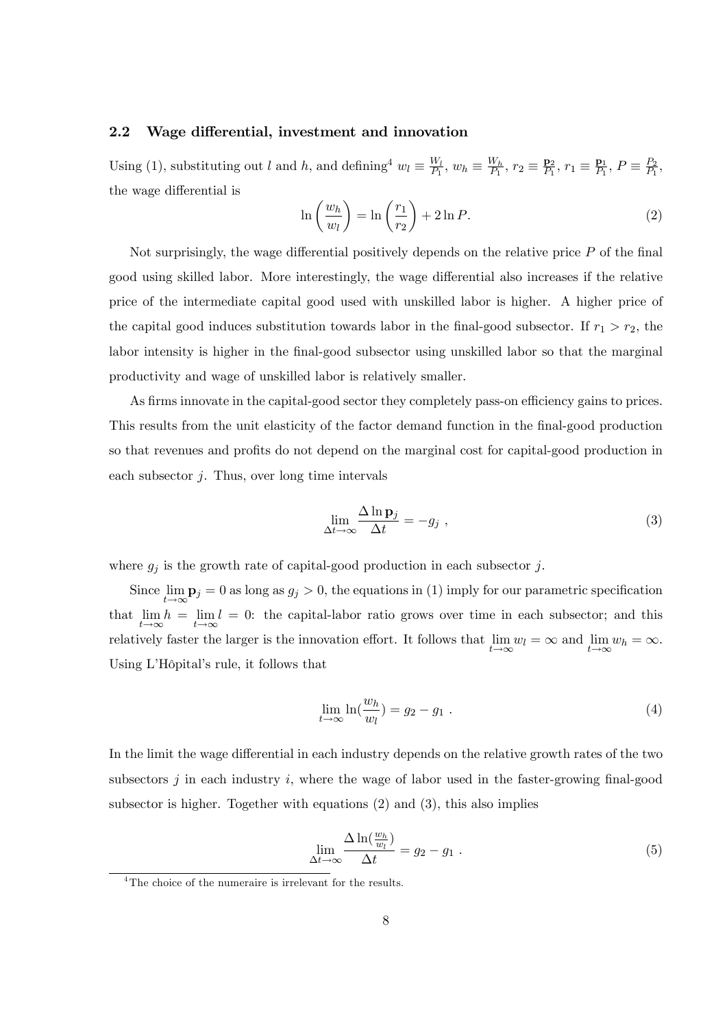### 2.2 Wage differential, investment and innovation

Using (1), substituting out $l$ and $h$, and defining[4] $w_l \equiv \frac{W_l}{P_1}$, $w_h \equiv \frac{W_h}{P_1}$, $r_2 \equiv \frac{\mathbf{p}_2}{P_1}$, $r_1 \equiv \frac{\mathbf{p}_1}{P_1}$, $P \equiv \frac{P_2}{P_1}$, the wage differential is

$$\ln\left(\frac{w_h}{w_l}\right) = \ln\left(\frac{r_1}{r_2}\right) + 2\ln P. \tag{2}$$

Not surprisingly, the wage differential positively depends on the relative price $P$ of the final good using skilled labor. More interestingly, the wage differential also increases if the relative price of the intermediate capital good used with unskilled labor is higher. A higher price of the capital good induces substitution towards labor in the final-good subsector. If $r_1 > r_2$, the labor intensity is higher in the final-good subsector using unskilled labor so that the marginal productivity and wage of unskilled labor is relatively smaller.

As firms innovate in the capital-good sector they completely pass-on efficiency gains to prices. This results from the unit elasticity of the factor demand function in the final-good production so that revenues and profits do not depend on the marginal cost for capital-good production in each subsector $j$. Thus, over long time intervals

$$\lim_{\Delta t \to \infty} \frac{\Delta \ln \mathbf{p}_j}{\Delta t} = -g_j \ , \tag{3}$$

where $g_j$ is the growth rate of capital-good production in each subsector $j$.

Since $\lim_{t\to\infty} \mathbf{p}_j = 0$ as long as $g_j > 0$, the equations in (1) imply for our parametric specification that $\lim_{t\to\infty} h = \lim_{t\to\infty} l = 0$: the capital-labor ratio grows over time in each subsector; and this relatively faster the larger is the innovation effort. It follows that $\lim_{t\to\infty} w_l = \infty$ and $\lim_{t\to\infty} w_h = \infty$. Using L'Hôpital's rule, it follows that

$$\lim_{t\to\infty} \ln\left(\frac{w_h}{w_l}\right) = g_2 - g_1 \ . \tag{4}$$

In the limit the wage differential in each industry depends on the relative growth rates of the two subsectors $j$ in each industry $i$, where the wage of labor used in the faster-growing final-good subsector is higher. Together with equations (2) and (3), this also implies

$$\lim_{\Delta t \to \infty} \frac{\Delta \ln\left(\frac{w_h}{w_l}\right)}{\Delta t} = g_2 - g_1 \ . \tag{5}$$

[4] The choice of the numeraire is irrelevant for the results.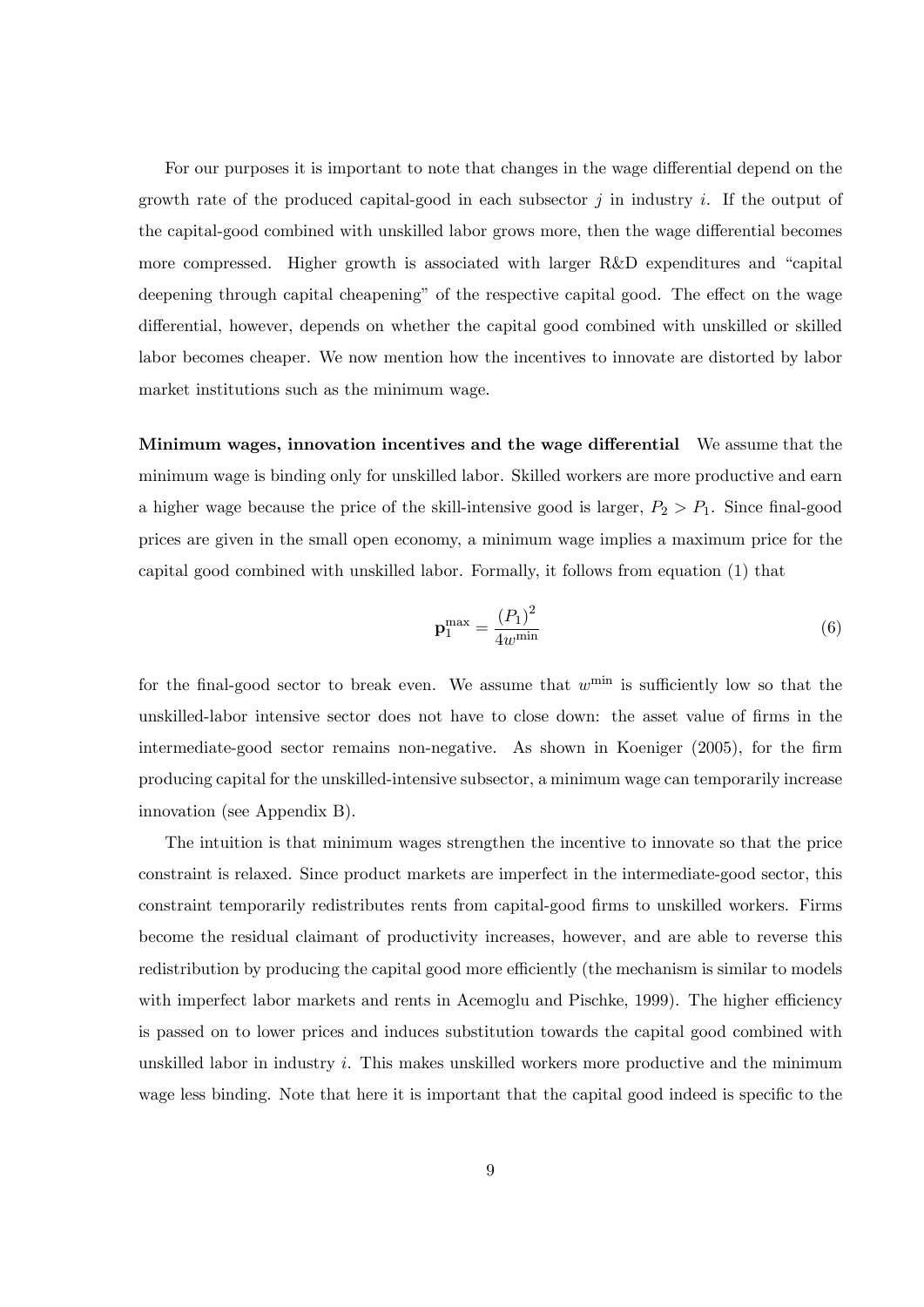For our purposes it is important to note that changes in the wage differential depend on the growth rate of the produced capital-good in each subsector $j$ in industry $i$. If the output of the capital-good combined with unskilled labor grows more, then the wage differential becomes more compressed. Higher growth is associated with larger R&D expenditures and "capital deepening through capital cheapening" of the respective capital good. The effect on the wage differential, however, depends on whether the capital good combined with unskilled or skilled labor becomes cheaper. We now mention how the incentives to innovate are distorted by labor market institutions such as the minimum wage.

**Minimum wages, innovation incentives and the wage differential** We assume that the minimum wage is binding only for unskilled labor. Skilled workers are more productive and earn a higher wage because the price of the skill-intensive good is larger, $P_2 > P_1$. Since final-good prices are given in the small open economy, a minimum wage implies a maximum price for the capital good combined with unskilled labor. Formally, it follows from equation (1) that

$$\mathbf{p}_1^{\max} = \frac{(P_1)^2}{4w^{\min}} \tag{6}$$

for the final-good sector to break even. We assume that $w^{\min}$ is sufficiently low so that the unskilled-labor intensive sector does not have to close down: the asset value of firms in the intermediate-good sector remains non-negative. As shown in Koeniger (2005), for the firm producing capital for the unskilled-intensive subsector, a minimum wage can temporarily increase innovation (see Appendix B).

The intuition is that minimum wages strengthen the incentive to innovate so that the price constraint is relaxed. Since product markets are imperfect in the intermediate-good sector, this constraint temporarily redistributes rents from capital-good firms to unskilled workers. Firms become the residual claimant of productivity increases, however, and are able to reverse this redistribution by producing the capital good more efficiently (the mechanism is similar to models with imperfect labor markets and rents in Acemoglu and Pischke, 1999). The higher efficiency is passed on to lower prices and induces substitution towards the capital good combined with unskilled labor in industry $i$. This makes unskilled workers more productive and the minimum wage less binding. Note that here it is important that the capital good indeed is specific to the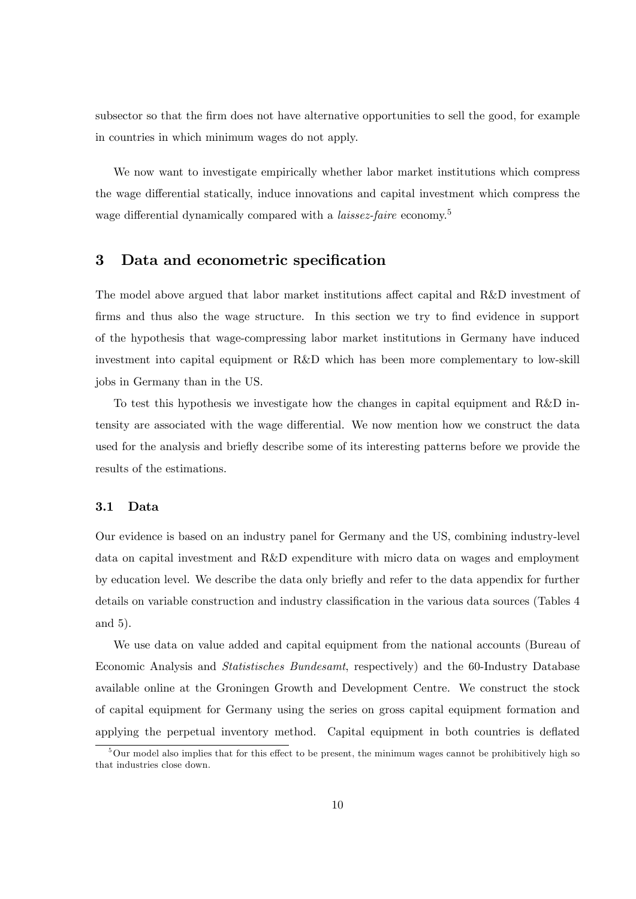subsector so that the firm does not have alternative opportunities to sell the good, for example in countries in which minimum wages do not apply.

We now want to investigate empirically whether labor market institutions which compress the wage differential statically, induce innovations and capital investment which compress the wage differential dynamically compared with a *laissez-faire* economy.[5]

## 3 Data and econometric specification

The model above argued that labor market institutions affect capital and R&D investment of firms and thus also the wage structure. In this section we try to find evidence in support of the hypothesis that wage-compressing labor market institutions in Germany have induced investment into capital equipment or R&D which has been more complementary to low-skill jobs in Germany than in the US.

To test this hypothesis we investigate how the changes in capital equipment and R&D intensity are associated with the wage differential. We now mention how we construct the data used for the analysis and briefly describe some of its interesting patterns before we provide the results of the estimations.

### 3.1 Data

Our evidence is based on an industry panel for Germany and the US, combining industry-level data on capital investment and R&D expenditure with micro data on wages and employment by education level. We describe the data only briefly and refer to the data appendix for further details on variable construction and industry classification in the various data sources (Tables 4 and 5).

We use data on value added and capital equipment from the national accounts (Bureau of Economic Analysis and *Statistisches Bundesamt*, respectively) and the 60-Industry Database available online at the Groningen Growth and Development Centre. We construct the stock of capital equipment for Germany using the series on gross capital equipment formation and applying the perpetual inventory method. Capital equipment in both countries is deflated

[5] Our model also implies that for this effect to be present, the minimum wages cannot be prohibitively high so that industries close down.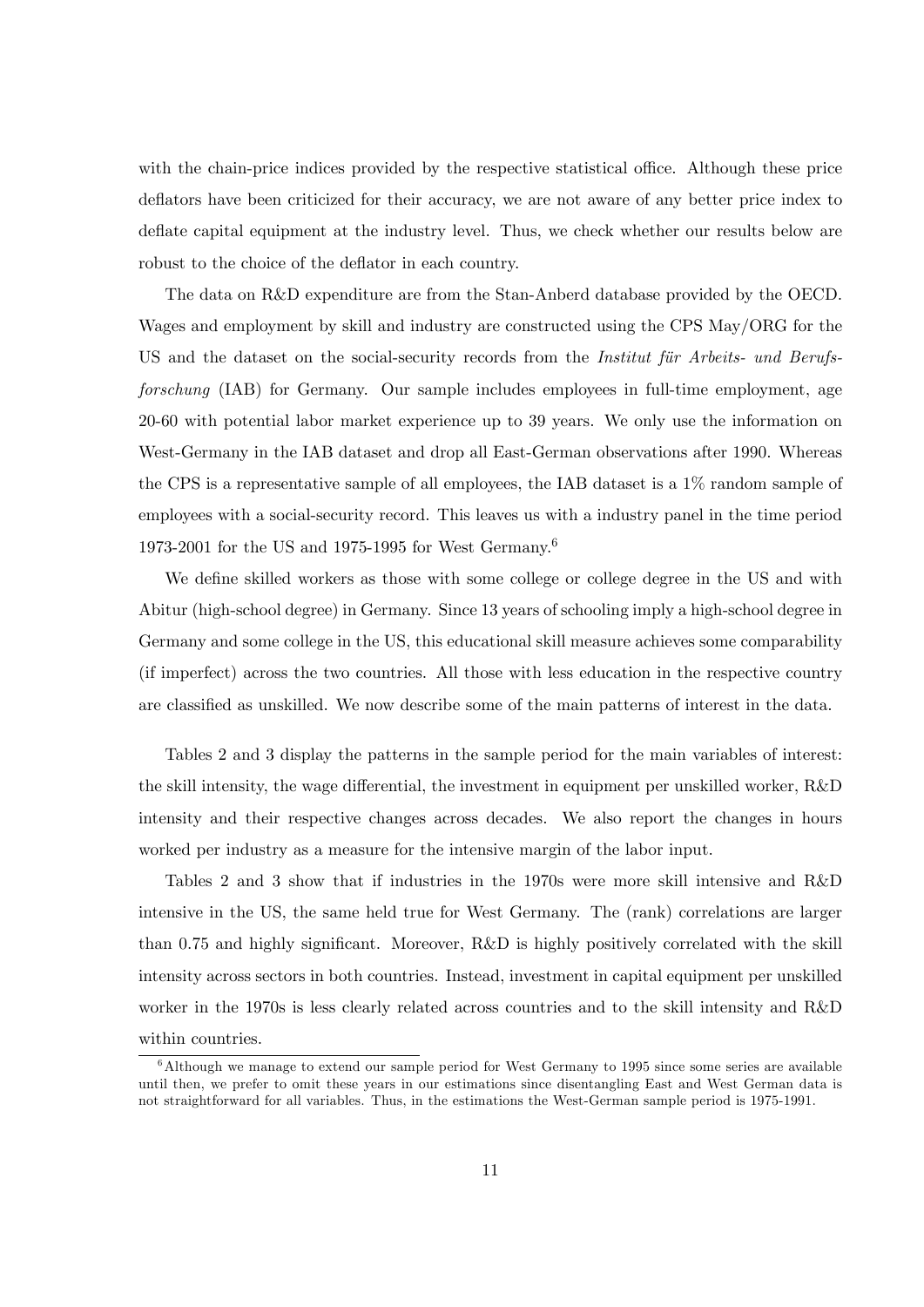with the chain-price indices provided by the respective statistical office. Although these price deflators have been criticized for their accuracy, we are not aware of any better price index to deflate capital equipment at the industry level. Thus, we check whether our results below are robust to the choice of the deflator in each country.

The data on R&D expenditure are from the Stan-Anberd database provided by the OECD. Wages and employment by skill and industry are constructed using the CPS May/ORG for the US and the dataset on the social-security records from the *Institut für Arbeits- und Berufsforschung* (IAB) for Germany. Our sample includes employees in full-time employment, age 20-60 with potential labor market experience up to 39 years. We only use the information on West-Germany in the IAB dataset and drop all East-German observations after 1990. Whereas the CPS is a representative sample of all employees, the IAB dataset is a 1% random sample of employees with a social-security record. This leaves us with a industry panel in the time period 1973-2001 for the US and 1975-1995 for West Germany.[6]

We define skilled workers as those with some college or college degree in the US and with Abitur (high-school degree) in Germany. Since 13 years of schooling imply a high-school degree in Germany and some college in the US, this educational skill measure achieves some comparability (if imperfect) across the two countries. All those with less education in the respective country are classified as unskilled. We now describe some of the main patterns of interest in the data.

Tables 2 and 3 display the patterns in the sample period for the main variables of interest: the skill intensity, the wage differential, the investment in equipment per unskilled worker, R&D intensity and their respective changes across decades. We also report the changes in hours worked per industry as a measure for the intensive margin of the labor input.

Tables 2 and 3 show that if industries in the 1970s were more skill intensive and R&D intensive in the US, the same held true for West Germany. The (rank) correlations are larger than 0.75 and highly significant. Moreover, R&D is highly positively correlated with the skill intensity across sectors in both countries. Instead, investment in capital equipment per unskilled worker in the 1970s is less clearly related across countries and to the skill intensity and R&D within countries.

[6] Although we manage to extend our sample period for West Germany to 1995 since some series are available until then, we prefer to omit these years in our estimations since disentangling East and West German data is not straightforward for all variables. Thus, in the estimations the West-German sample period is 1975-1991.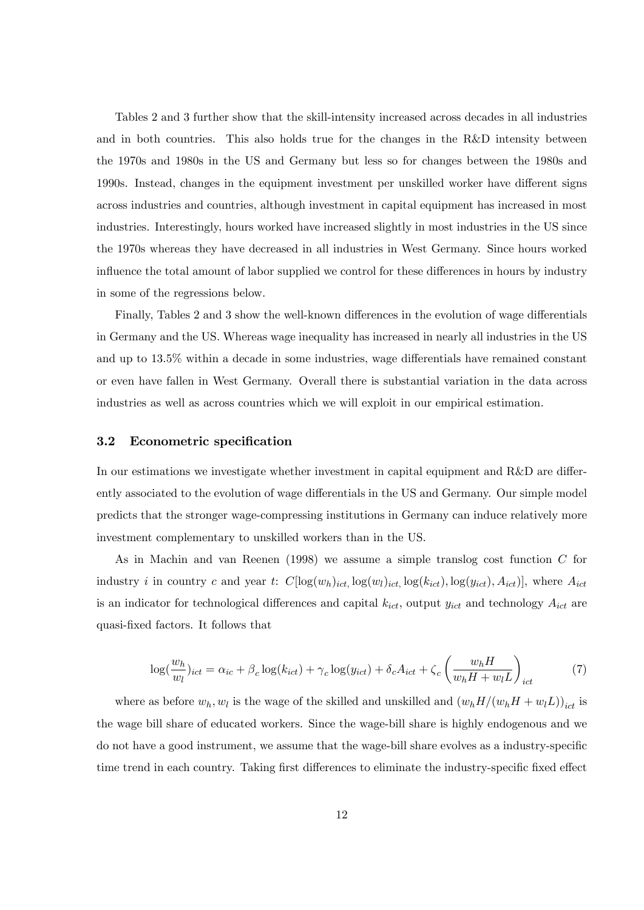Tables 2 and 3 further show that the skill-intensity increased across decades in all industries and in both countries. This also holds true for the changes in the R&D intensity between the 1970s and 1980s in the US and Germany but less so for changes between the 1980s and 1990s. Instead, changes in the equipment investment per unskilled worker have different signs across industries and countries, although investment in capital equipment has increased in most industries. Interestingly, hours worked have increased slightly in most industries in the US since the 1970s whereas they have decreased in all industries in West Germany. Since hours worked influence the total amount of labor supplied we control for these differences in hours by industry in some of the regressions below.

Finally, Tables 2 and 3 show the well-known differences in the evolution of wage differentials in Germany and the US. Whereas wage inequality has increased in nearly all industries in the US and up to 13.5% within a decade in some industries, wage differentials have remained constant or even have fallen in West Germany. Overall there is substantial variation in the data across industries as well as across countries which we will exploit in our empirical estimation.

### 3.2 Econometric specification

In our estimations we investigate whether investment in capital equipment and R&D are differently associated to the evolution of wage differentials in the US and Germany. Our simple model predicts that the stronger wage-compressing institutions in Germany can induce relatively more investment complementary to unskilled workers than in the US.

As in Machin and van Reenen (1998) we assume a simple translog cost function $C$ for industry $i$ in country $c$ and year $t$: $C[\log(w_h)_{ict}, \log(w_l)_{ict}, \log(k_{ict}), \log(y_{ict}), A_{ict})]$, where $A_{ict}$ is an indicator for technological differences and capital $k_{ict}$, output $y_{ict}$ and technology $A_{ict}$ are quasi-fixed factors. It follows that

$$\log(\frac{w_h}{w_l})_{ict} = \alpha_{ic} + \beta_c \log(k_{ict}) + \gamma_c \log(y_{ict}) + \delta_c A_{ict} + \zeta_c \left( \frac{w_h H}{w_h H + w_l L} \right)_{ict} \tag{7}$$

where as before $w_h, w_l$ is the wage of the skilled and unskilled and $(w_h H/(w_h H + w_l L))_{ict}$ is the wage bill share of educated workers. Since the wage-bill share is highly endogenous and we do not have a good instrument, we assume that the wage-bill share evolves as a industry-specific time trend in each country. Taking first differences to eliminate the industry-specific fixed effect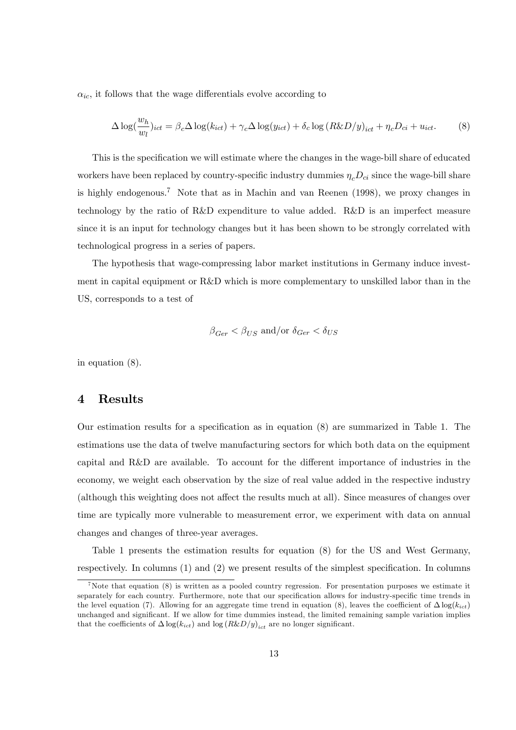$\alpha_{ic}$, it follows that the wage differentials evolve according to

$$\Delta \log(\frac{w_h}{w_l})_{ict} = \beta_c \Delta \log(k_{ict}) + \gamma_c \Delta \log(y_{ict}) + \delta_c \log\left(R\&D/y\right)_{ict} + \eta_c D_{ci} + u_{ict}. \tag{8}$$

This is the specification we will estimate where the changes in the wage-bill share of educated workers have been replaced by country-specific industry dummies $\eta_c D_{ci}$ since the wage-bill share is highly endogenous.[7] Note that as in Machin and van Reenen (1998), we proxy changes in technology by the ratio of R&D expenditure to value added. R&D is an imperfect measure since it is an input for technology changes but it has been shown to be strongly correlated with technological progress in a series of papers.

The hypothesis that wage-compressing labor market institutions in Germany induce investment in capital equipment or R&D which is more complementary to unskilled labor than in the US, corresponds to a test of

$$\beta_{Ger} < \beta_{US} \text{ and/or } \delta_{Ger} < \delta_{US}$$

in equation (8).

# 4 Results

Our estimation results for a specification as in equation (8) are summarized in Table 1. The estimations use the data of twelve manufacturing sectors for which both data on the equipment capital and R&D are available. To account for the different importance of industries in the economy, we weight each observation by the size of real value added in the respective industry (although this weighting does not affect the results much at all). Since measures of changes over time are typically more vulnerable to measurement error, we experiment with data on annual changes and changes of three-year averages.

Table 1 presents the estimation results for equation (8) for the US and West Germany, respectively. In columns (1) and (2) we present results of the simplest specification. In columns

[7] Note that equation (8) is written as a pooled country regression. For presentation purposes we estimate it separately for each country. Furthermore, note that our specification allows for industry-specific time trends in the level equation (7). Allowing for an aggregate time trend in equation (8), leaves the coefficient of $\Delta \log(k_{ict})$ unchanged and significant. If we allow for time dummies instead, the limited remaining sample variation implies that the coefficients of $\Delta \log(k_{ict})$ and $\log\left(R\&D/y\right)_{ict}$ are no longer significant.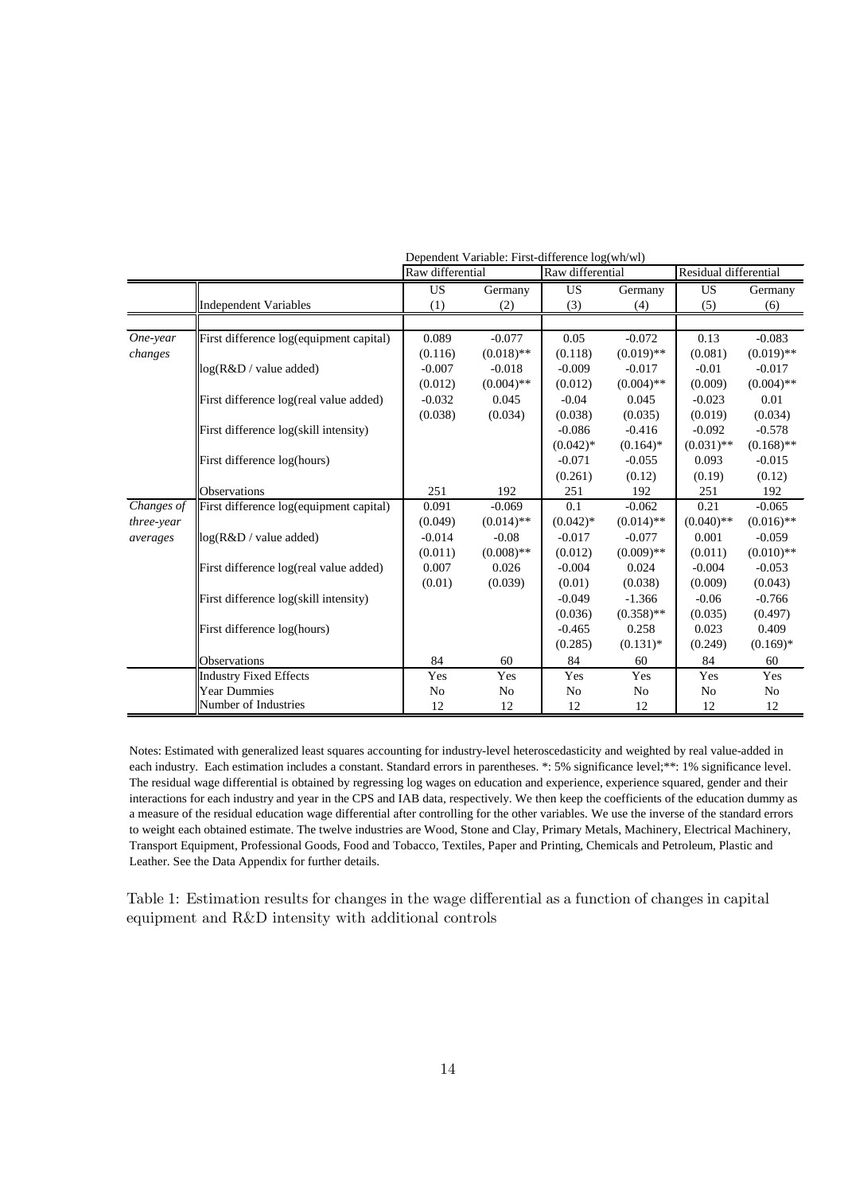| | | Dependent Variable: First-difference log(wh/wl) | | | | | |
|---|---|---|---|---|---|---|---|
| | | Raw differential | | Raw differential | | Residual differential | |
| | | US | Germany | US | Germany | US | Germany |
| | Independent Variables | (1) | (2) | (3) | (4) | (5) | (6) |
| *One-year changes* | First difference log(equipment capital) | 0.089 | -0.077 | 0.05 | -0.072 | 0.13 | -0.083 |
| | | (0.116) | (0.018)** | (0.118) | (0.019)** | (0.081) | (0.019)** |
| | log(R&D / value added) | -0.007 | -0.018 | -0.009 | -0.017 | -0.01 | -0.017 |
| | | (0.012) | (0.004)** | (0.012) | (0.004)** | (0.009) | (0.004)** |
| | First difference log(real value added) | -0.032 | 0.045 | -0.04 | 0.045 | -0.023 | 0.01 |
| | | (0.038) | (0.034) | (0.038) | (0.035) | (0.019) | (0.034) |
| | First difference log(skill intensity) | | | -0.086 | -0.416 | -0.092 | -0.578 |
| | | | | (0.042)* | (0.164)* | (0.031)** | (0.168)** |
| | First difference log(hours) | | | -0.071 | -0.055 | 0.093 | -0.015 |
| | | | | (0.261) | (0.12) | (0.19) | (0.12) |
| | Observations | 251 | 192 | 251 | 192 | 251 | 192 |
| *Changes of three-year averages* | First difference log(equipment capital) | 0.091 | -0.069 | 0.1 | -0.062 | 0.21 | -0.065 |
| | | (0.049) | (0.014)** | (0.042)* | (0.014)** | (0.040)** | (0.016)** |
| | log(R&D / value added) | -0.014 | -0.08 | -0.017 | -0.077 | 0.001 | -0.059 |
| | | (0.011) | (0.008)** | (0.012) | (0.009)** | (0.011) | (0.010)** |
| | First difference log(real value added) | 0.007 | 0.026 | -0.004 | 0.024 | -0.004 | -0.053 |
| | | (0.01) | (0.039) | (0.01) | (0.038) | (0.009) | (0.043) |
| | First difference log(skill intensity) | | | -0.049 | -1.366 | -0.06 | -0.766 |
| | | | | (0.036) | (0.358)** | (0.035) | (0.497) |
| | First difference log(hours) | | | -0.465 | 0.258 | 0.023 | 0.409 |
| | | | | (0.285) | (0.131)* | (0.249) | (0.169)* |
| | Observations | 84 | 60 | 84 | 60 | 84 | 60 |
| | Industry Fixed Effects | Yes | Yes | Yes | Yes | Yes | Yes |
| | Year Dummies | No | No | No | No | No | No |
| | Number of Industries | 12 | 12 | 12 | 12 | 12 | 12 |

Notes: Estimated with generalized least squares accounting for industry-level heteroscedasticity and weighted by real value-added in each industry. Each estimation includes a constant. Standard errors in parentheses. *: 5% significance level;**: 1% significance level. The residual wage differential is obtained by regressing log wages on education and experience, experience squared, gender and their interactions for each industry and year in the CPS and IAB data, respectively. We then keep the coefficients of the education dummy as a measure of the residual education wage differential after controlling for the other variables. We use the inverse of the standard errors to weight each obtained estimate. The twelve industries are Wood, Stone and Clay, Primary Metals, Machinery, Electrical Machinery, Transport Equipment, Professional Goods, Food and Tobacco, Textiles, Paper and Printing, Chemicals and Petroleum, Plastic and Leather. See the Data Appendix for further details.

Table 1: Estimation results for changes in the wage differential as a function of changes in capital equipment and R&D intensity with additional controls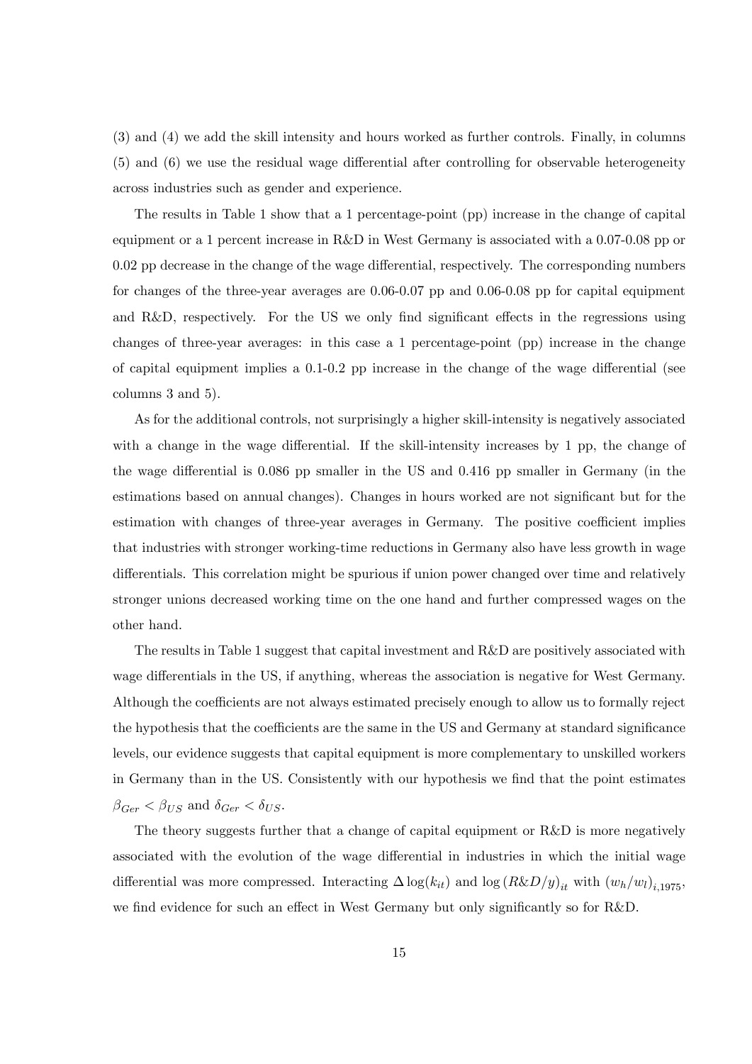(3) and (4) we add the skill intensity and hours worked as further controls. Finally, in columns (5) and (6) we use the residual wage differential after controlling for observable heterogeneity across industries such as gender and experience.

The results in Table 1 show that a 1 percentage-point (pp) increase in the change of capital equipment or a 1 percent increase in R&D in West Germany is associated with a 0.07-0.08 pp or 0.02 pp decrease in the change of the wage differential, respectively. The corresponding numbers for changes of the three-year averages are 0.06-0.07 pp and 0.06-0.08 pp for capital equipment and R&D, respectively. For the US we only find significant effects in the regressions using changes of three-year averages: in this case a 1 percentage-point (pp) increase in the change of capital equipment implies a 0.1-0.2 pp increase in the change of the wage differential (see columns 3 and 5).

As for the additional controls, not surprisingly a higher skill-intensity is negatively associated with a change in the wage differential. If the skill-intensity increases by 1 pp, the change of the wage differential is 0.086 pp smaller in the US and 0.416 pp smaller in Germany (in the estimations based on annual changes). Changes in hours worked are not significant but for the estimation with changes of three-year averages in Germany. The positive coefficient implies that industries with stronger working-time reductions in Germany also have less growth in wage differentials. This correlation might be spurious if union power changed over time and relatively stronger unions decreased working time on the one hand and further compressed wages on the other hand.

The results in Table 1 suggest that capital investment and R&D are positively associated with wage differentials in the US, if anything, whereas the association is negative for West Germany. Although the coefficients are not always estimated precisely enough to allow us to formally reject the hypothesis that the coefficients are the same in the US and Germany at standard significance levels, our evidence suggests that capital equipment is more complementary to unskilled workers in Germany than in the US. Consistently with our hypothesis we find that the point estimates $\beta_{Ger} < \beta_{US}$ and $\delta_{Ger} < \delta_{US}$.

The theory suggests further that a change of capital equipment or R&D is more negatively associated with the evolution of the wage differential in industries in which the initial wage differential was more compressed. Interacting $\Delta \log(k_{it})$ and $\log(R\&D/y)_{it}$ with $(w_h/w_l)_{i,1975}$, we find evidence for such an effect in West Germany but only significantly so for R&D.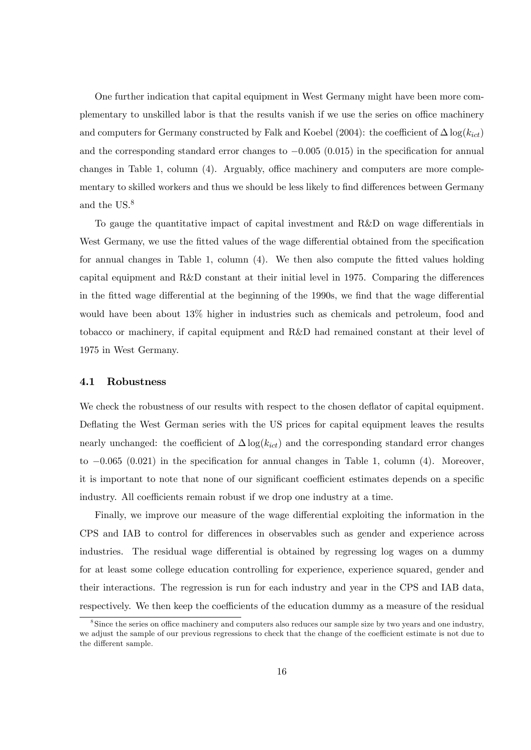One further indication that capital equipment in West Germany might have been more complementary to unskilled labor is that the results vanish if we use the series on office machinery and computers for Germany constructed by Falk and Koebel (2004): the coefficient of $\Delta \log(k_{ict})$ and the corresponding standard error changes to $-0.005$ (0.015) in the specification for annual changes in Table 1, column (4). Arguably, office machinery and computers are more complementary to skilled workers and thus we should be less likely to find differences between Germany and the US.[8]

To gauge the quantitative impact of capital investment and R&D on wage differentials in West Germany, we use the fitted values of the wage differential obtained from the specification for annual changes in Table 1, column (4). We then also compute the fitted values holding capital equipment and R&D constant at their initial level in 1975. Comparing the differences in the fitted wage differential at the beginning of the 1990s, we find that the wage differential would have been about 13% higher in industries such as chemicals and petroleum, food and tobacco or machinery, if capital equipment and R&D had remained constant at their level of 1975 in West Germany.

### 4.1 Robustness

We check the robustness of our results with respect to the chosen deflator of capital equipment. Deflating the West German series with the US prices for capital equipment leaves the results nearly unchanged: the coefficient of $\Delta \log(k_{ict})$ and the corresponding standard error changes to $-0.065$ (0.021) in the specification for annual changes in Table 1, column (4). Moreover, it is important to note that none of our significant coefficient estimates depends on a specific industry. All coefficients remain robust if we drop one industry at a time.

Finally, we improve our measure of the wage differential exploiting the information in the CPS and IAB to control for differences in observables such as gender and experience across industries. The residual wage differential is obtained by regressing log wages on a dummy for at least some college education controlling for experience, experience squared, gender and their interactions. The regression is run for each industry and year in the CPS and IAB data, respectively. We then keep the coefficients of the education dummy as a measure of the residual

[8] Since the series on office machinery and computers also reduces our sample size by two years and one industry, we adjust the sample of our previous regressions to check that the change of the coefficient estimate is not due to the different sample.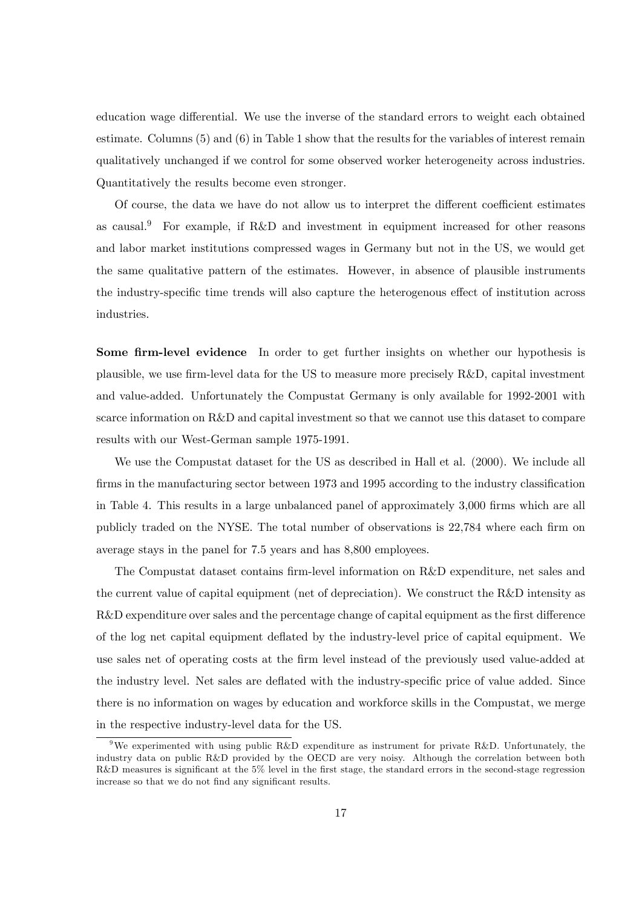education wage differential. We use the inverse of the standard errors to weight each obtained estimate. Columns (5) and (6) in Table 1 show that the results for the variables of interest remain qualitatively unchanged if we control for some observed worker heterogeneity across industries. Quantitatively the results become even stronger.

Of course, the data we have do not allow us to interpret the different coefficient estimates as causal.[9] For example, if R&D and investment in equipment increased for other reasons and labor market institutions compressed wages in Germany but not in the US, we would get the same qualitative pattern of the estimates. However, in absence of plausible instruments the industry-specific time trends will also capture the heterogenous effect of institution across industries.

**Some firm-level evidence** In order to get further insights on whether our hypothesis is plausible, we use firm-level data for the US to measure more precisely R&D, capital investment and value-added. Unfortunately the Compustat Germany is only available for 1992-2001 with scarce information on R&D and capital investment so that we cannot use this dataset to compare results with our West-German sample 1975-1991.

We use the Compustat dataset for the US as described in Hall et al. (2000). We include all firms in the manufacturing sector between 1973 and 1995 according to the industry classification in Table 4. This results in a large unbalanced panel of approximately 3,000 firms which are all publicly traded on the NYSE. The total number of observations is 22,784 where each firm on average stays in the panel for 7.5 years and has 8,800 employees.

The Compustat dataset contains firm-level information on R&D expenditure, net sales and the current value of capital equipment (net of depreciation). We construct the R&D intensity as R&D expenditure over sales and the percentage change of capital equipment as the first difference of the log net capital equipment deflated by the industry-level price of capital equipment. We use sales net of operating costs at the firm level instead of the previously used value-added at the industry level. Net sales are deflated with the industry-specific price of value added. Since there is no information on wages by education and workforce skills in the Compustat, we merge in the respective industry-level data for the US.

[9] We experimented with using public R&D expenditure as instrument for private R&D. Unfortunately, the industry data on public R&D provided by the OECD are very noisy. Although the correlation between both R&D measures is significant at the 5% level in the first stage, the standard errors in the second-stage regression increase so that we do not find any significant results.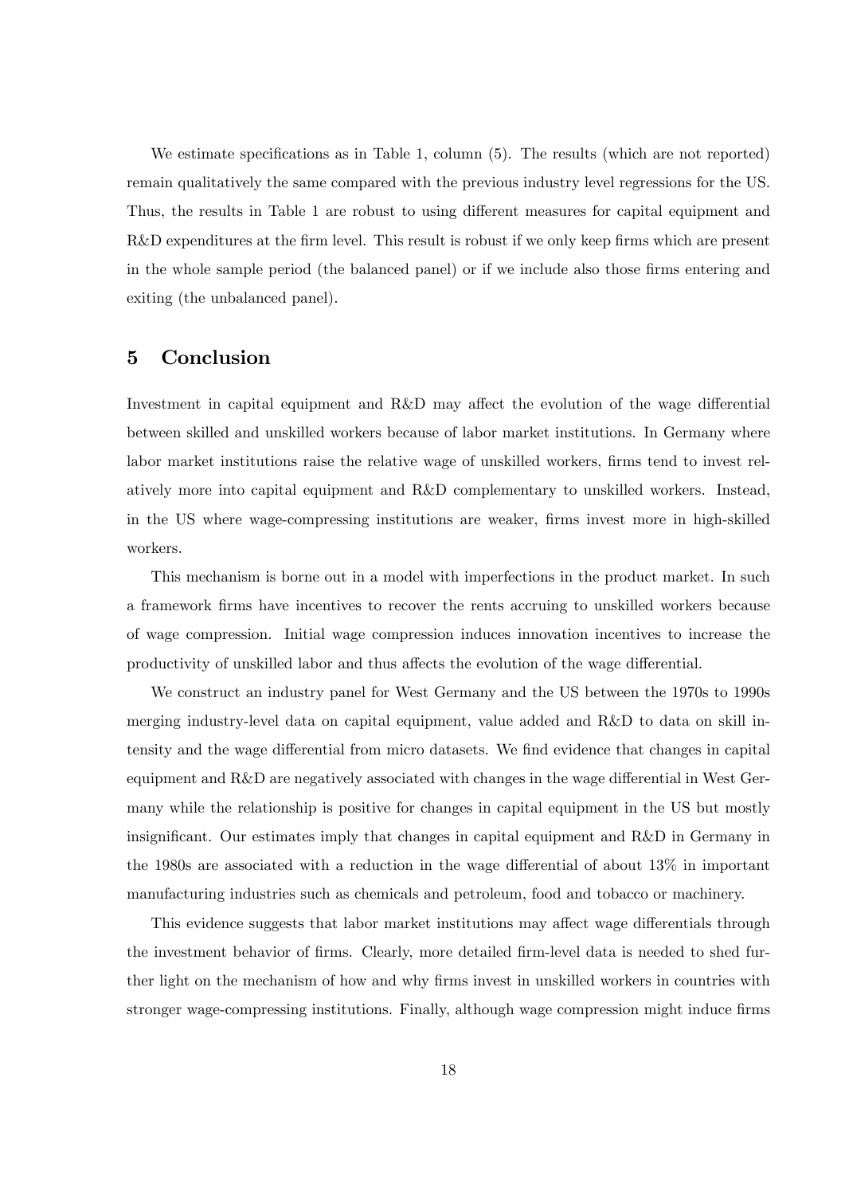We estimate specifications as in Table 1, column (5). The results (which are not reported) remain qualitatively the same compared with the previous industry level regressions for the US. Thus, the results in Table 1 are robust to using different measures for capital equipment and R&D expenditures at the firm level. This result is robust if we only keep firms which are present in the whole sample period (the balanced panel) or if we include also those firms entering and exiting (the unbalanced panel).

## 5 Conclusion

Investment in capital equipment and R&D may affect the evolution of the wage differential between skilled and unskilled workers because of labor market institutions. In Germany where labor market institutions raise the relative wage of unskilled workers, firms tend to invest relatively more into capital equipment and R&D complementary to unskilled workers. Instead, in the US where wage-compressing institutions are weaker, firms invest more in high-skilled workers.

This mechanism is borne out in a model with imperfections in the product market. In such a framework firms have incentives to recover the rents accruing to unskilled workers because of wage compression. Initial wage compression induces innovation incentives to increase the productivity of unskilled labor and thus affects the evolution of the wage differential.

We construct an industry panel for West Germany and the US between the 1970s to 1990s merging industry-level data on capital equipment, value added and R&D to data on skill intensity and the wage differential from micro datasets. We find evidence that changes in capital equipment and R&D are negatively associated with changes in the wage differential in West Germany while the relationship is positive for changes in capital equipment in the US but mostly insignificant. Our estimates imply that changes in capital equipment and R&D in Germany in the 1980s are associated with a reduction in the wage differential of about 13% in important manufacturing industries such as chemicals and petroleum, food and tobacco or machinery.

This evidence suggests that labor market institutions may affect wage differentials through the investment behavior of firms. Clearly, more detailed firm-level data is needed to shed further light on the mechanism of how and why firms invest in unskilled workers in countries with stronger wage-compressing institutions. Finally, although wage compression might induce firms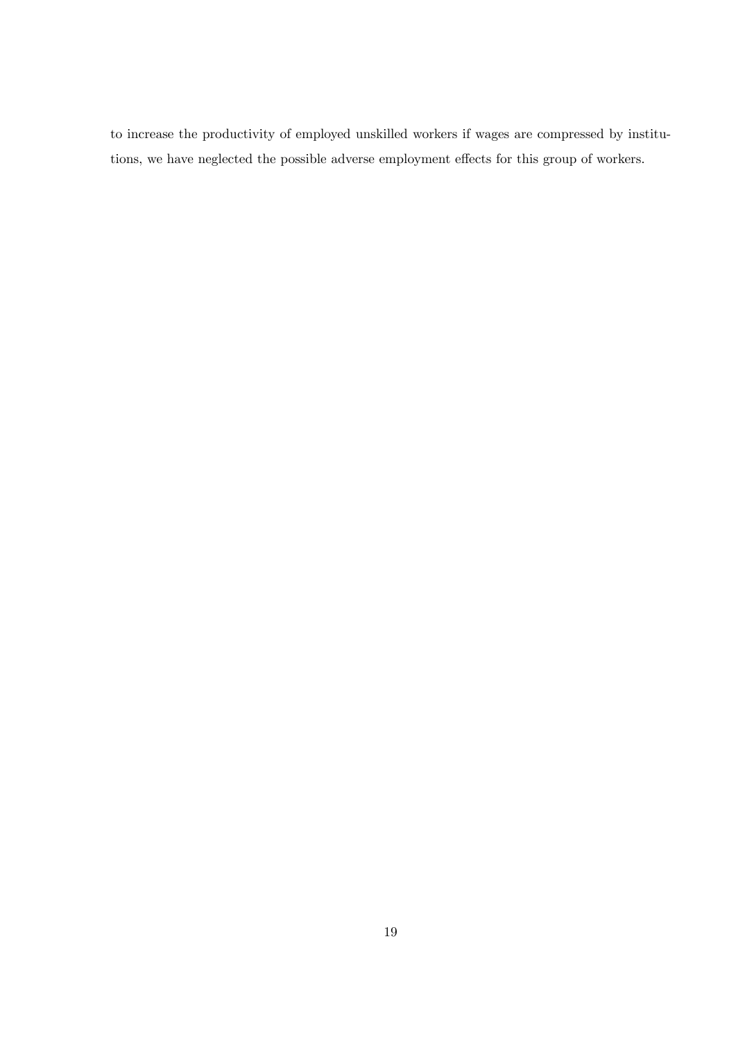to increase the productivity of employed unskilled workers if wages are compressed by institutions, we have neglected the possible adverse employment effects for this group of workers.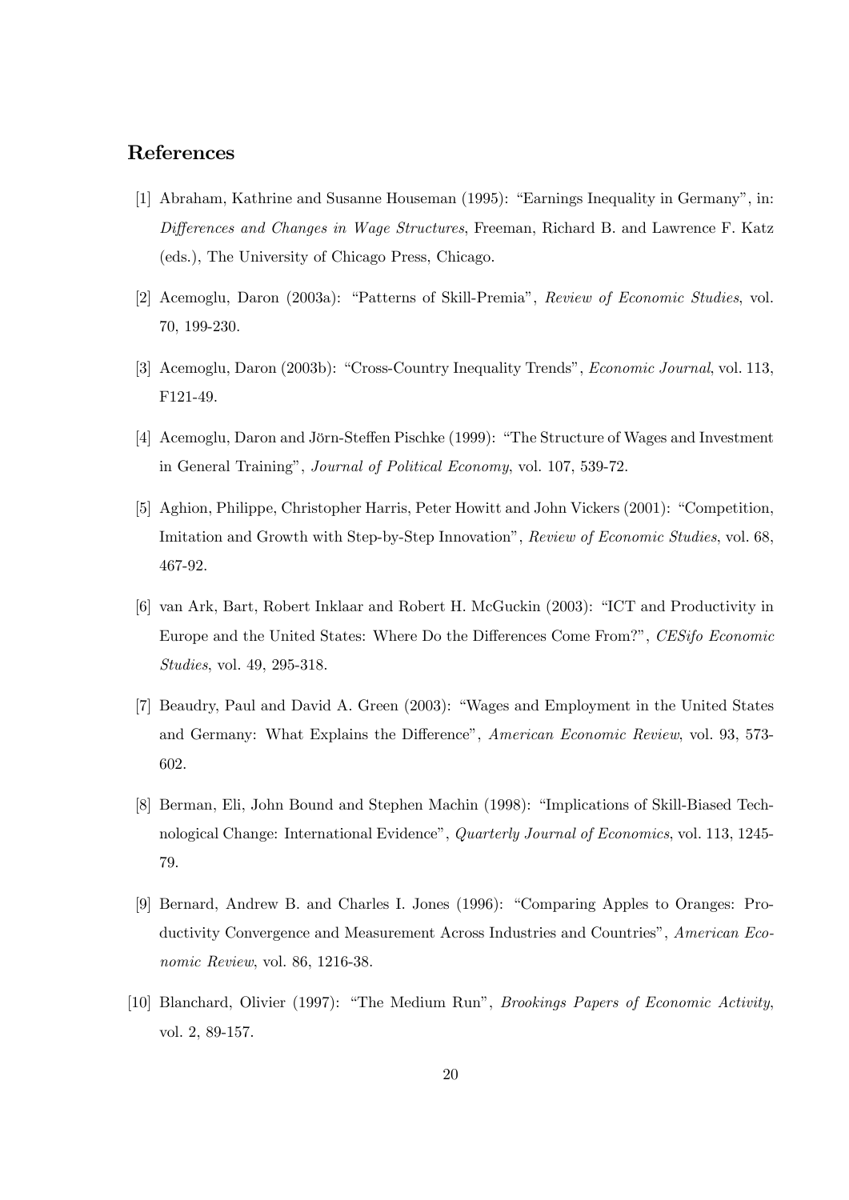## References

[1] Abraham, Kathrine and Susanne Houseman (1995): "Earnings Inequality in Germany", in: *Differences and Changes in Wage Structures*, Freeman, Richard B. and Lawrence F. Katz (eds.), The University of Chicago Press, Chicago.

[2] Acemoglu, Daron (2003a): "Patterns of Skill-Premia", *Review of Economic Studies*, vol. 70, 199-230.

[3] Acemoglu, Daron (2003b): "Cross-Country Inequality Trends", *Economic Journal*, vol. 113, F121-49.

[4] Acemoglu, Daron and Jörn-Steffen Pischke (1999): "The Structure of Wages and Investment in General Training", *Journal of Political Economy*, vol. 107, 539-72.

[5] Aghion, Philippe, Christopher Harris, Peter Howitt and John Vickers (2001): "Competition, Imitation and Growth with Step-by-Step Innovation", *Review of Economic Studies*, vol. 68, 467-92.

[6] van Ark, Bart, Robert Inklaar and Robert H. McGuckin (2003): "ICT and Productivity in Europe and the United States: Where Do the Differences Come From?", *CESifo Economic Studies*, vol. 49, 295-318.

[7] Beaudry, Paul and David A. Green (2003): "Wages and Employment in the United States and Germany: What Explains the Difference", *American Economic Review*, vol. 93, 573-602.

[8] Berman, Eli, John Bound and Stephen Machin (1998): "Implications of Skill-Biased Technological Change: International Evidence", *Quarterly Journal of Economics*, vol. 113, 1245-79.

[9] Bernard, Andrew B. and Charles I. Jones (1996): "Comparing Apples to Oranges: Productivity Convergence and Measurement Across Industries and Countries", *American Economic Review*, vol. 86, 1216-38.

[10] Blanchard, Olivier (1997): "The Medium Run", *Brookings Papers of Economic Activity*, vol. 2, 89-157.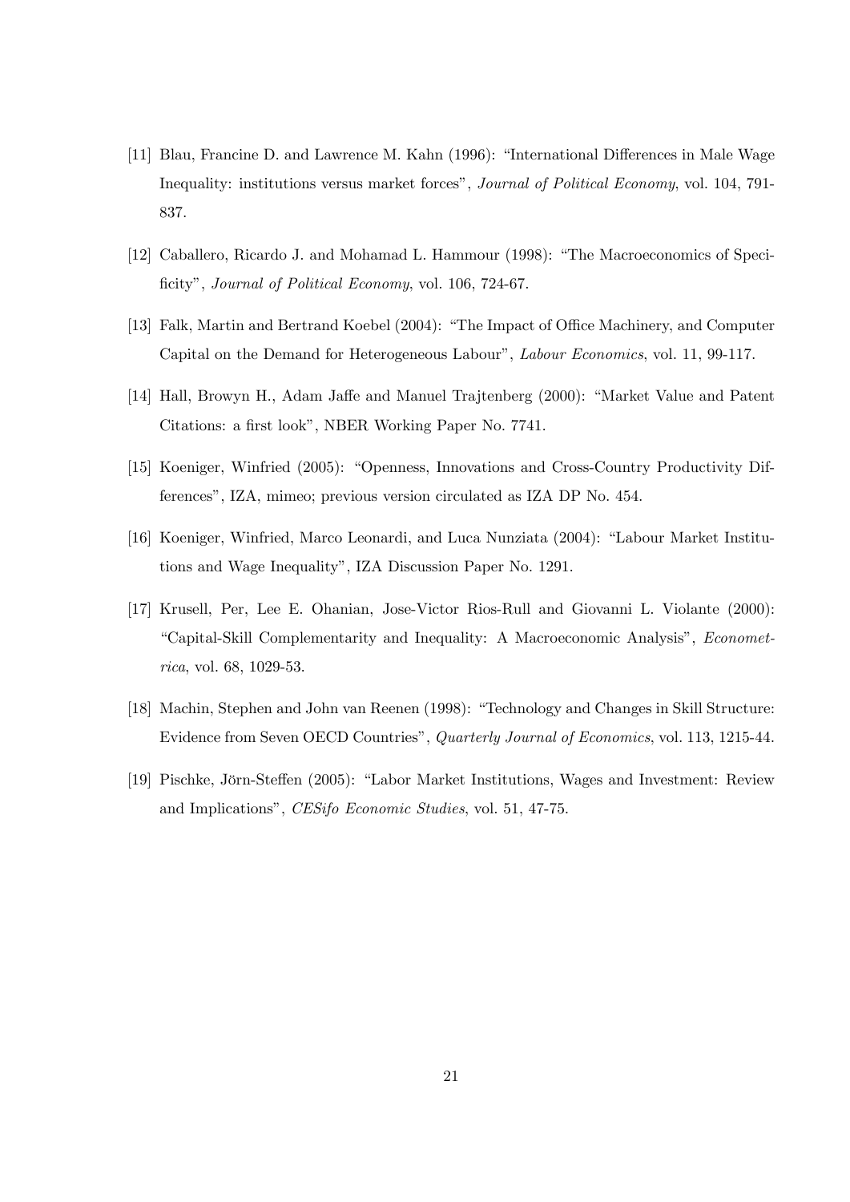[11] Blau, Francine D. and Lawrence M. Kahn (1996): "International Differences in Male Wage Inequality: institutions versus market forces", *Journal of Political Economy*, vol. 104, 791-837.

[12] Caballero, Ricardo J. and Mohamad L. Hammour (1998): "The Macroeconomics of Specificity", *Journal of Political Economy*, vol. 106, 724-67.

[13] Falk, Martin and Bertrand Koebel (2004): "The Impact of Office Machinery, and Computer Capital on the Demand for Heterogeneous Labour", *Labour Economics*, vol. 11, 99-117.

[14] Hall, Browyn H., Adam Jaffe and Manuel Trajtenberg (2000): "Market Value and Patent Citations: a first look", NBER Working Paper No. 7741.

[15] Koeniger, Winfried (2005): "Openness, Innovations and Cross-Country Productivity Differences", IZA, mimeo; previous version circulated as IZA DP No. 454.

[16] Koeniger, Winfried, Marco Leonardi, and Luca Nunziata (2004): "Labour Market Institutions and Wage Inequality", IZA Discussion Paper No. 1291.

[17] Krusell, Per, Lee E. Ohanian, Jose-Victor Rios-Rull and Giovanni L. Violante (2000): "Capital-Skill Complementarity and Inequality: A Macroeconomic Analysis", *Econometrica*, vol. 68, 1029-53.

[18] Machin, Stephen and John van Reenen (1998): "Technology and Changes in Skill Structure: Evidence from Seven OECD Countries", *Quarterly Journal of Economics*, vol. 113, 1215-44.

[19] Pischke, Jörn-Steffen (2005): "Labor Market Institutions, Wages and Investment: Review and Implications", *CESifo Economic Studies*, vol. 51, 47-75.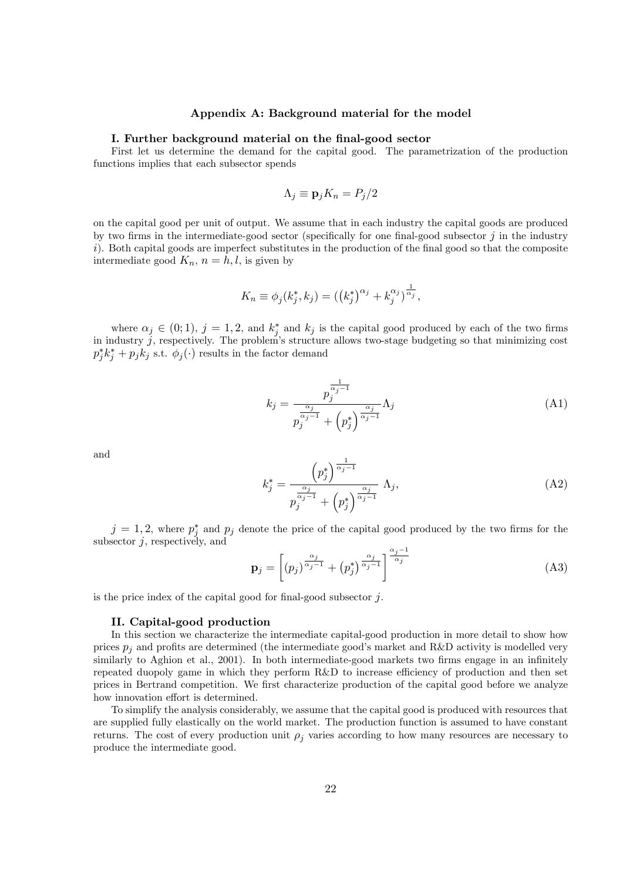## Appendix A: Background material for the model

### I. Further background material on the final-good sector

First let us determine the demand for the capital good. The parametrization of the production functions implies that each subsector spends

$$\Lambda_j \equiv \mathbf{p}_j K_n = P_j/2$$

on the capital good per unit of output. We assume that in each industry the capital goods are produced by two firms in the intermediate-good sector (specifically for one final-good subsector $j$ in the industry $i$). Both capital goods are imperfect substitutes in the production of the final good so that the composite intermediate good $K_n$, $n = h, l$, is given by

$$K_n \equiv \phi_j(k_j^*, k_j) = \left(\left(k_j^*\right)^{\alpha_j} + k_j^{\alpha_j}\right)^{\frac{1}{\alpha_j}},$$

where $\alpha_j \in (0;1)$, $j = 1, 2$, and $k_j^*$ and $k_j$ is the capital good produced by each of the two firms in industry $j$, respectively. The problem's structure allows two-stage budgeting so that minimizing cost $p_j^* k_j^* + p_j k_j$ s.t. $\phi_j(\cdot)$ results in the factor demand

$$k_j = \frac{p_j^{\frac{1}{\alpha_j - 1}}}{p_j^{\frac{\alpha_j}{\alpha_j - 1}} + \left(p_j^*\right)^{\frac{\alpha_j}{\alpha_j - 1}}} \Lambda_j \tag{A1}$$

and

$$k_j^* = \frac{\left(p_j^*\right)^{\frac{1}{\alpha_j - 1}}}{p_j^{\frac{\alpha_j}{\alpha_j - 1}} + \left(p_j^*\right)^{\frac{\alpha_j}{\alpha_j - 1}}} \Lambda_j, \tag{A2}$$

$j = 1, 2$, where $p_j^*$ and $p_j$ denote the price of the capital good produced by the two firms for the subsector $j$, respectively, and

$$\mathbf{p}_j = \left[(p_j)^{\frac{\alpha_j}{\alpha_j - 1}} + \left(p_j^*\right)^{\frac{\alpha_j}{\alpha_j - 1}}\right]^{\frac{\alpha_j - 1}{\alpha_j}} \tag{A3}$$

is the price index of the capital good for final-good subsector $j$.

### II. Capital-good production

In this section we characterize the intermediate capital-good production in more detail to show how prices $p_j$ and profits are determined (the intermediate good's market and R&D activity is modelled very similarly to Aghion et al., 2001). In both intermediate-good markets two firms engage in an infinitely repeated duopoly game in which they perform R&D to increase efficiency of production and then set prices in Bertrand competition. We first characterize production of the capital good before we analyze how innovation effort is determined.

To simplify the analysis considerably, we assume that the capital good is produced with resources that are supplied fully elastically on the world market. The production function is assumed to have constant returns. The cost of every production unit $\rho_j$ varies according to how many resources are necessary to produce the intermediate good.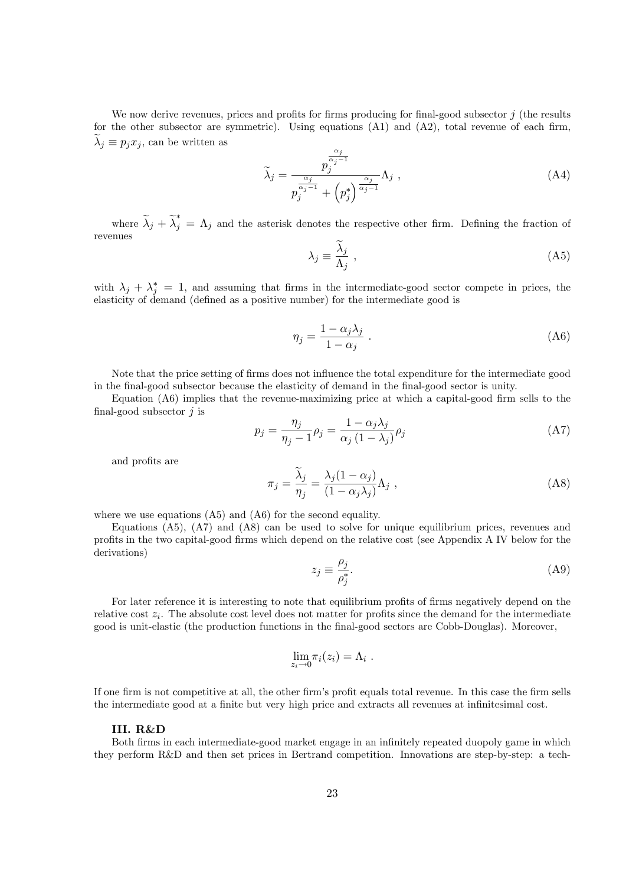We now derive revenues, prices and profits for firms producing for final-good subsector $j$ (the results for the other subsector are symmetric). Using equations (A1) and (A2), total revenue of each firm, $\widetilde{\lambda}_j \equiv p_j x_j$, can be written as

$$\widetilde{\lambda}_j = \frac{p_j^{\frac{\alpha_j}{\alpha_j - 1}}}{p_j^{\frac{\alpha_j}{\alpha_j - 1}} + \left(p_j^*\right)^{\frac{\alpha_j}{\alpha_j - 1}}} \Lambda_j \ , \tag{A4}$$

where $\widetilde{\lambda}_j + \widetilde{\lambda}_j^* = \Lambda_j$ and the asterisk denotes the respective other firm. Defining the fraction of revenues

$$\lambda_j \equiv \frac{\widetilde{\lambda}_j}{\Lambda_j} \ , \tag{A5}$$

with $\lambda_j + \lambda_j^* = 1$, and assuming that firms in the intermediate-good sector compete in prices, the elasticity of demand (defined as a positive number) for the intermediate good is

$$\eta_j = \frac{1 - \alpha_j \lambda_j}{1 - \alpha_j} \ . \tag{A6}$$

Note that the price setting of firms does not influence the total expenditure for the intermediate good in the final-good subsector because the elasticity of demand in the final-good sector is unity.

Equation (A6) implies that the revenue-maximizing price at which a capital-good firm sells to the final-good subsector $j$ is

$$p_j = \frac{\eta_j}{\eta_j - 1} \rho_j = \frac{1 - \alpha_j \lambda_j}{\alpha_j \left(1 - \lambda_j\right)} \rho_j \tag{A7}$$

and profits are

$$\pi_j = \frac{\widetilde{\lambda}_j}{\eta_j} = \frac{\lambda_j (1 - \alpha_j)}{(1 - \alpha_j \lambda_j)} \Lambda_j \ , \tag{A8}$$

where we use equations (A5) and (A6) for the second equality.

Equations (A5), (A7) and (A8) can be used to solve for unique equilibrium prices, revenues and profits in the two capital-good firms which depend on the relative cost (see Appendix A IV below for the derivations)

$$z_j \equiv \frac{\rho_j}{\rho_j^*}. \tag{A9}$$

For later reference it is interesting to note that equilibrium profits of firms negatively depend on the relative cost $z_i$. The absolute cost level does not matter for profits since the demand for the intermediate good is unit-elastic (the production functions in the final-good sectors are Cobb-Douglas). Moreover,

$$\lim_{z_i \to 0} \pi_i(z_i) = \Lambda_i \ .$$

If one firm is not competitive at all, the other firm's profit equals total revenue. In this case the firm sells the intermediate good at a finite but very high price and extracts all revenues at infinitesimal cost.

### III. R&D

Both firms in each intermediate-good market engage in an infinitely repeated duopoly game in which they perform R&D and then set prices in Bertrand competition. Innovations are step-by-step: a tech-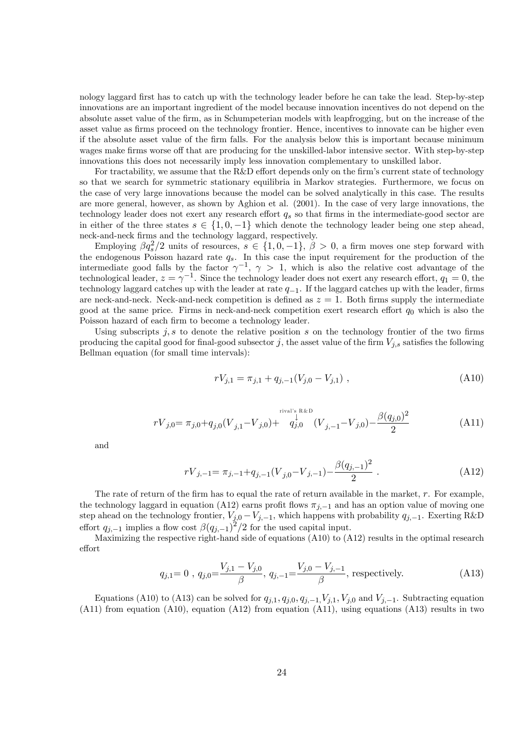nology laggard first has to catch up with the technology leader before he can take the lead. Step-by-step innovations are an important ingredient of the model because innovation incentives do not depend on the absolute asset value of the firm, as in Schumpeterian models with leapfrogging, but on the increase of the asset value as firms proceed on the technology frontier. Hence, incentives to innovate can be higher even if the absolute asset value of the firm falls. For the analysis below this is important because minimum wages make firms worse off that are producing for the unskilled-labor intensive sector. With step-by-step innovations this does not necessarily imply less innovation complementary to unskilled labor.

For tractability, we assume that the R&D effort depends only on the firm's current state of technology so that we search for symmetric stationary equilibria in Markov strategies. Furthermore, we focus on the case of very large innovations because the model can be solved analytically in this case. The results are more general, however, as shown by Aghion et al. (2001). In the case of very large innovations, the technology leader does not exert any research effort $q_s$ so that firms in the intermediate-good sector are in either of the three states $s \in \{1, 0, -1\}$ which denote the technology leader being one step ahead, neck-and-neck firms and the technology laggard, respectively.

Employing $\beta q_s^2/2$ units of resources, $s \in \{1, 0, -1\}$, $\beta > 0$, a firm moves one step forward with the endogenous Poisson hazard rate $q_s$. In this case the input requirement for the production of the intermediate good falls by the factor $\gamma^{-1}$, $\gamma > 1$, which is also the relative cost advantage of the technological leader, $z = \gamma^{-1}$. Since the technology leader does not exert any research effort, $q_1 = 0$, the technology laggard catches up with the leader at rate $q_{-1}$. If the laggard catches up with the leader, firms are neck-and-neck. Neck-and-neck competition is defined as $z = 1$. Both firms supply the intermediate good at the same price. Firms in neck-and-neck competition exert research effort $q_0$ which is also the Poisson hazard of each firm to become a technology leader.

Using subscripts $j, s$ to denote the relative position $s$ on the technology frontier of the two firms producing the capital good for final-good subsector $j$, the asset value of the firm $V_{j,s}$ satisfies the following Bellman equation (for small time intervals):

$$rV_{j,1} = \pi_{j,1} + q_{j,-1}(V_{j,0} - V_{j,1}) \ , \tag{A10}$$

$$rV_{j,0} = \pi_{j,0} + q_{j,0}(V_{j,1} - V_{j,0}) + \overset{\text{rival's R\&D}}{\overset{\downarrow}{q_{j,0}}} (V_{j,-1} - V_{j,0}) - \frac{\beta(q_{j,0})^2}{2} \tag{A11}$$

and

$$rV_{j,-1} = \pi_{j,-1} + q_{j,-1}(V_{j,0} - V_{j,-1}) - \frac{\beta(q_{j,-1})^2}{2} \ . \tag{A12}$$

The rate of return of the firm has to equal the rate of return available in the market, $r$. For example, the technology laggard in equation (A12) earns profit flows $\pi_{j,-1}$ and has an option value of moving one step ahead on the technology frontier, $V_{j,0} - V_{j,-1}$, which happens with probability $q_{j,-1}$. Exerting R&D effort $q_{j,-1}$ implies a flow cost $\beta(q_{j,-1})^2/2$ for the used capital input.

Maximizing the respective right-hand side of equations (A10) to (A12) results in the optimal research effort

$$q_{j,1} = 0 \ , \ q_{j,0} = \frac{V_{j,1} - V_{j,0}}{\beta}, \ q_{j,-1} = \frac{V_{j,0} - V_{j,-1}}{\beta}, \text{ respectively.} \tag{A13}$$

Equations (A10) to (A13) can be solved for $q_{j,1}, q_{j,0}, q_{j,-1}, V_{j,1}, V_{j,0}$ and $V_{j,-1}$. Subtracting equation (A11) from equation (A10), equation (A12) from equation (A11), using equations (A13) results in two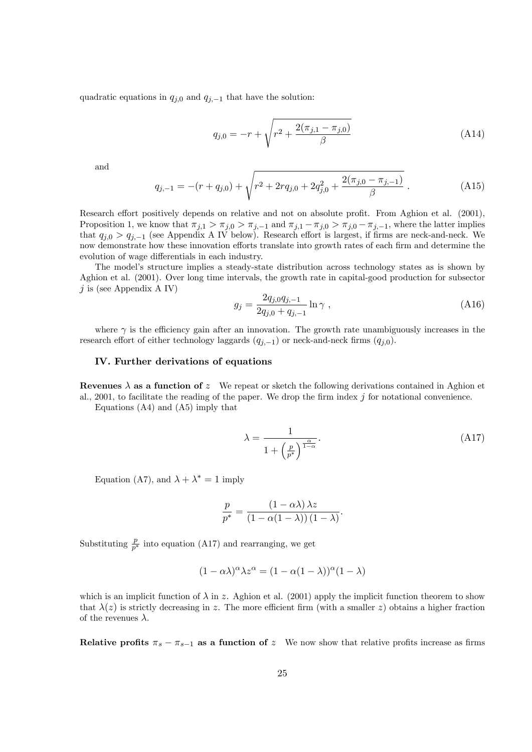quadratic equations in $q_{j,0}$ and $q_{j,-1}$ that have the solution:

$$q_{j,0} = -r + \sqrt{r^2 + \frac{2(\pi_{j,1} - \pi_{j,0})}{\beta}} \tag{A14}$$

and

$$q_{j,-1} = -(r + q_{j,0}) + \sqrt{r^2 + 2rq_{j,0} + 2q_{j,0}^2 + \frac{2(\pi_{j,0} - \pi_{j,-1})}{\beta}} \,. \tag{A15}$$

Research effort positively depends on relative and not on absolute profit. From Aghion et al. (2001), Proposition 1, we know that $\pi_{j,1} > \pi_{j,0} > \pi_{j,-1}$ and $\pi_{j,1} - \pi_{j,0} > \pi_{j,0} - \pi_{j,-1}$, where the latter implies that $q_{j,0} > q_{j,-1}$ (see Appendix A IV below). Research effort is largest, if firms are neck-and-neck. We now demonstrate how these innovation efforts translate into growth rates of each firm and determine the evolution of wage differentials in each industry.

The model's structure implies a steady-state distribution across technology states as is shown by Aghion et al. (2001). Over long time intervals, the growth rate in capital-good production for subsector $j$ is (see Appendix A IV)

$$g_j = \frac{2q_{j,0}q_{j,-1}}{2q_{j,0} + q_{j,-1}} \ln \gamma \,, \tag{A16}$$

where $\gamma$ is the efficiency gain after an innovation. The growth rate unambiguously increases in the research effort of either technology laggards ($q_{j,-1}$) or neck-and-neck firms ($q_{j,0}$).

### IV. Further derivations of equations

**Revenues $\lambda$ as a function of $z$** We repeat or sketch the following derivations contained in Aghion et al., 2001, to facilitate the reading of the paper. We drop the firm index $j$ for notational convenience.

Equations (A4) and (A5) imply that

$$\lambda = \frac{1}{1 + \left(\frac{p}{p^*}\right)^{\frac{\alpha}{1-\alpha}}}. \tag{A17}$$

Equation (A7), and $\lambda + \lambda^* = 1$ imply

$$\frac{p}{p^*} = \frac{(1 - \alpha\lambda)\,\lambda z}{(1 - \alpha(1 - \lambda))\,(1 - \lambda)}.$$

Substituting $\frac{p}{p^*}$ into equation (A17) and rearranging, we get

$$(1 - \alpha\lambda)^{\alpha}\lambda z^{\alpha} = (1 - \alpha(1 - \lambda))^{\alpha}(1 - \lambda)$$

which is an implicit function of $\lambda$ in $z$. Aghion et al. (2001) apply the implicit function theorem to show that $\lambda(z)$ is strictly decreasing in $z$. The more efficient firm (with a smaller $z$) obtains a higher fraction of the revenues $\lambda$.

**Relative profits $\pi_s - \pi_{s-1}$ as a function of $z$** We now show that relative profits increase as firms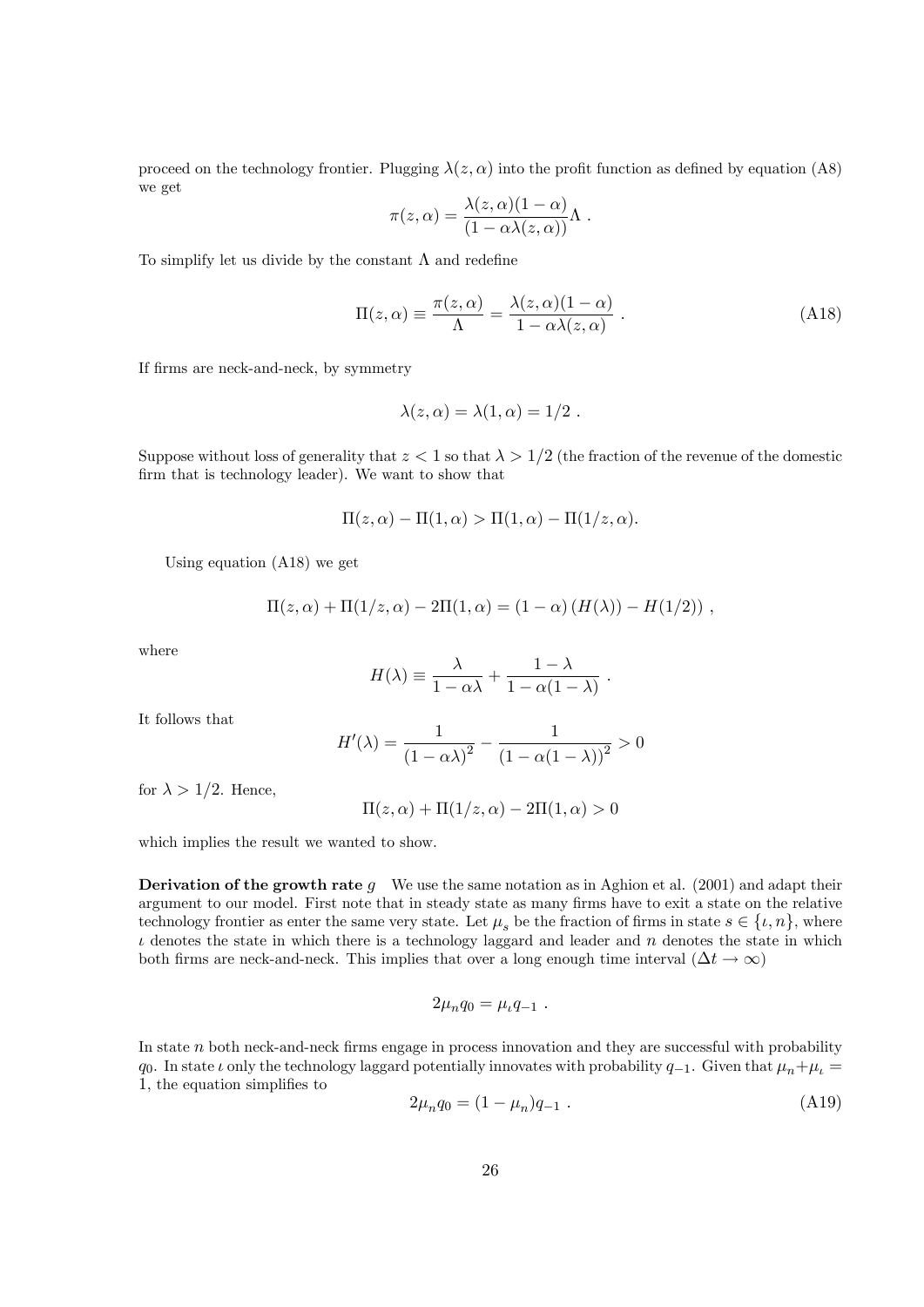proceed on the technology frontier. Plugging $\lambda(z, \alpha)$ into the profit function as defined by equation (A8) we get

$$\pi(z, \alpha) = \frac{\lambda(z, \alpha)(1-\alpha)}{(1-\alpha\lambda(z, \alpha))}\Lambda \ .$$

To simplify let us divide by the constant $\Lambda$ and redefine

$$\Pi(z, \alpha) \equiv \frac{\pi(z, \alpha)}{\Lambda} = \frac{\lambda(z, \alpha)(1-\alpha)}{1-\alpha\lambda(z, \alpha)} \ . \tag{A18}$$

If firms are neck-and-neck, by symmetry

$$\lambda(z, \alpha) = \lambda(1, \alpha) = 1/2 \ .$$

Suppose without loss of generality that $z < 1$ so that $\lambda > 1/2$ (the fraction of the revenue of the domestic firm that is technology leader). We want to show that

$$\Pi(z, \alpha) - \Pi(1, \alpha) > \Pi(1, \alpha) - \Pi(1/z, \alpha).$$

Using equation (A18) we get

$$\Pi(z, \alpha) + \Pi(1/z, \alpha) - 2\Pi(1, \alpha) = (1-\alpha)\left(H(\lambda)) - H(1/2)\right) ,$$

where

$$H(\lambda) \equiv \frac{\lambda}{1-\alpha\lambda} + \frac{1-\lambda}{1-\alpha(1-\lambda)} \ .$$

It follows that

$$H'(\lambda) = \frac{1}{(1-\alpha\lambda)^2} - \frac{1}{(1-\alpha(1-\lambda))^2} > 0$$

for $\lambda > 1/2$. Hence,

$$\Pi(z, \alpha) + \Pi(1/z, \alpha) - 2\Pi(1, \alpha) > 0$$

which implies the result we wanted to show.

**Derivation of the growth rate** $g$ We use the same notation as in Aghion et al. (2001) and adapt their argument to our model. First note that in steady state as many firms have to exit a state on the relative technology frontier as enter the same very state. Let $\mu_s$ be the fraction of firms in state $s \in \{\iota, n\}$, where $\iota$ denotes the state in which there is a technology laggard and leader and $n$ denotes the state in which both firms are neck-and-neck. This implies that over a long enough time interval ($\Delta t \to \infty$)

$$2\mu_n q_0 = \mu_\iota q_{-1} \ .$$

In state $n$ both neck-and-neck firms engage in process innovation and they are successful with probability $q_0$. In state $\iota$ only the technology laggard potentially innovates with probability $q_{-1}$. Given that $\mu_n + \mu_\iota = 1$, the equation simplifies to

$$2\mu_n q_0 = (1-\mu_n)q_{-1} \ . \tag{A19}$$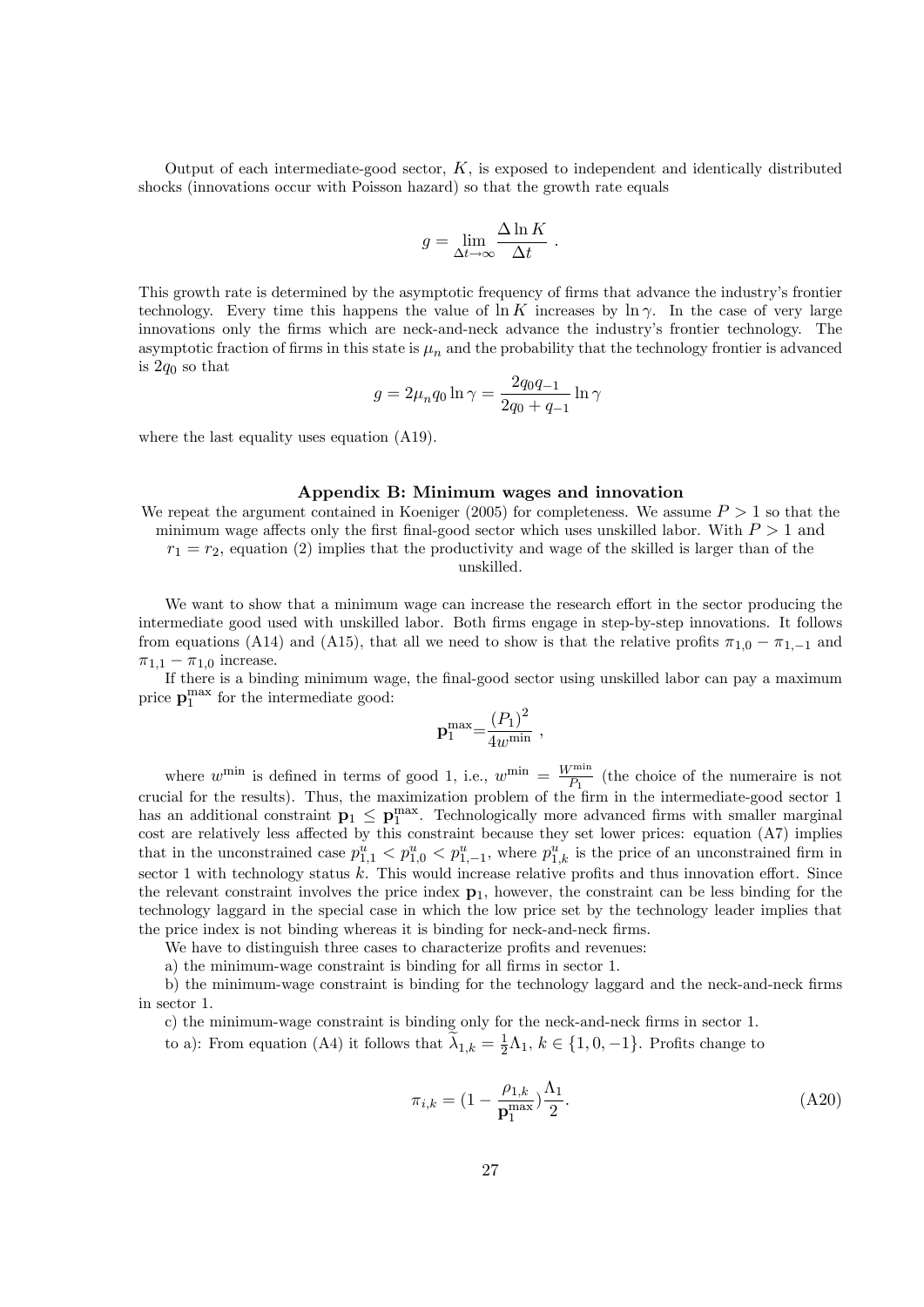Output of each intermediate-good sector, $K$, is exposed to independent and identically distributed shocks (innovations occur with Poisson hazard) so that the growth rate equals

$$g = \lim_{\Delta t \to \infty} \frac{\Delta \ln K}{\Delta t} \ .$$

This growth rate is determined by the asymptotic frequency of firms that advance the industry's frontier technology. Every time this happens the value of $\ln K$ increases by $\ln \gamma$. In the case of very large innovations only the firms which are neck-and-neck advance the industry's frontier technology. The asymptotic fraction of firms in this state is $\mu_n$ and the probability that the technology frontier is advanced is $2q_0$ so that

$$g = 2\mu_n q_0 \ln \gamma = \frac{2q_0 q_{-1}}{2q_0 + q_{-1}} \ln \gamma$$

where the last equality uses equation (A19).

## Appendix B: Minimum wages and innovation

We repeat the argument contained in Koeniger (2005) for completeness. We assume $P > 1$ so that the minimum wage affects only the first final-good sector which uses unskilled labor. With $P > 1$ and $r_1 = r_2$, equation (2) implies that the productivity and wage of the skilled is larger than of the unskilled.

We want to show that a minimum wage can increase the research effort in the sector producing the intermediate good used with unskilled labor. Both firms engage in step-by-step innovations. It follows from equations (A14) and (A15), that all we need to show is that the relative profits $\pi_{1,0} - \pi_{1,-1}$ and $\pi_{1,1} - \pi_{1,0}$ increase.

If there is a binding minimum wage, the final-good sector using unskilled labor can pay a maximum price $\mathbf{p}_1^{\max}$ for the intermediate good:

$$\mathbf{p}_1^{\max} = \frac{(P_1)^2}{4w^{\min}} \ ,$$

where $w^{\min}$ is defined in terms of good 1, i.e., $w^{\min} = \frac{W^{\min}}{P_1}$ (the choice of the numeraire is not crucial for the results). Thus, the maximization problem of the firm in the intermediate-good sector 1 has an additional constraint $\mathbf{p}_1 \leq \mathbf{p}_1^{\max}$. Technologically more advanced firms with smaller marginal cost are relatively less affected by this constraint because they set lower prices: equation (A7) implies that in the unconstrained case $p_{1,1}^u < p_{1,0}^u < p_{1,-1}^u$, where $p_{1,k}^u$ is the price of an unconstrained firm in sector 1 with technology status $k$. This would increase relative profits and thus innovation effort. Since the relevant constraint involves the price index $\mathbf{p}_1$, however, the constraint can be less binding for the technology laggard in the special case in which the low price set by the technology leader implies that the price index is not binding whereas it is binding for neck-and-neck firms.

We have to distinguish three cases to characterize profits and revenues:

a) the minimum-wage constraint is binding for all firms in sector 1.

b) the minimum-wage constraint is binding for the technology laggard and the neck-and-neck firms in sector 1.

c) the minimum-wage constraint is binding only for the neck-and-neck firms in sector 1.

to a): From equation (A4) it follows that $\widetilde{\lambda}_{1,k} = \frac{1}{2}\Lambda_1$, $k \in \{1, 0, -1\}$. Profits change to

$$\pi_{i,k} = (1 - \frac{\rho_{1,k}}{\mathbf{p}_1^{\max}})\frac{\Lambda_1}{2}. \tag{A20}$$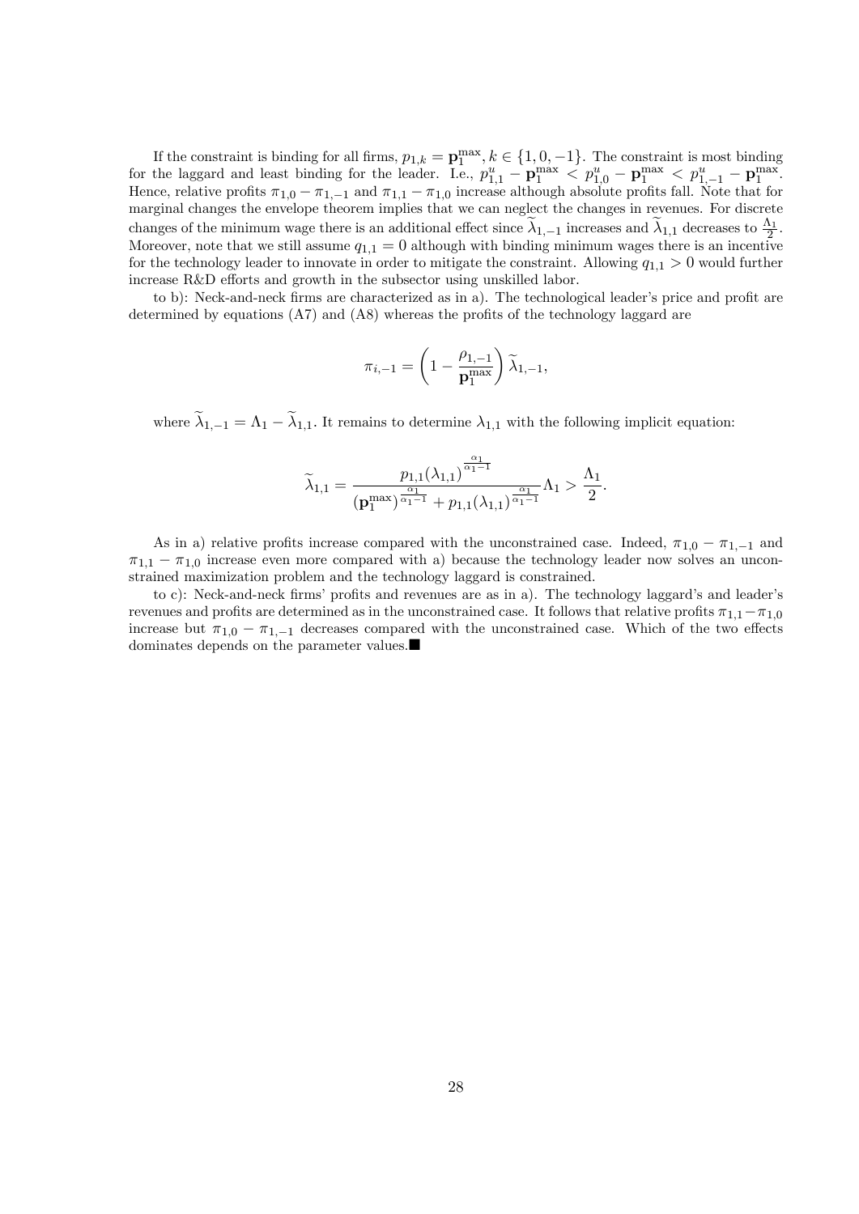If the constraint is binding for all firms, $p_{1,k} = \mathbf{p}_1^{\max}$, $k \in \{1, 0, -1\}$. The constraint is most binding for the laggard and least binding for the leader. I.e., $p_{1,1}^u - \mathbf{p}_1^{\max} < p_{1,0}^u - \mathbf{p}_1^{\max} < p_{1,-1}^u - \mathbf{p}_1^{\max}$. Hence, relative profits $\pi_{1,0} - \pi_{1,-1}$ and $\pi_{1,1} - \pi_{1,0}$ increase although absolute profits fall. Note that for marginal changes the envelope theorem implies that we can neglect the changes in revenues. For discrete changes of the minimum wage there is an additional effect since $\widetilde{\lambda}_{1,-1}$ increases and $\widetilde{\lambda}_{1,1}$ decreases to $\frac{\Lambda_1}{2}$. Moreover, note that we still assume $q_{1,1} = 0$ although with binding minimum wages there is an incentive for the technology leader to innovate in order to mitigate the constraint. Allowing $q_{1,1} > 0$ would further increase R&D efforts and growth in the subsector using unskilled labor.

to b): Neck-and-neck firms are characterized as in a). The technological leader's price and profit are determined by equations (A7) and (A8) whereas the profits of the technology laggard are

$$\pi_{i,-1} = \left(1 - \frac{\rho_{1,-1}}{\mathbf{p}_1^{\max}}\right) \widetilde{\lambda}_{1,-1},$$

where $\widetilde{\lambda}_{1,-1} = \Lambda_1 - \widetilde{\lambda}_{1,1}$. It remains to determine $\lambda_{1,1}$ with the following implicit equation:

$$\widetilde{\lambda}_{1,1} = \frac{p_{1,1}(\lambda_{1,1})^{\frac{\alpha_1}{\alpha_1 - 1}}}{(\mathbf{p}_1^{\max})^{\frac{\alpha_1}{\alpha_1 - 1}} + p_{1,1}(\lambda_{1,1})^{\frac{\alpha_1}{\alpha_1 - 1}}} \Lambda_1 > \frac{\Lambda_1}{2}.$$

As in a) relative profits increase compared with the unconstrained case. Indeed, $\pi_{1,0} - \pi_{1,-1}$ and $\pi_{1,1} - \pi_{1,0}$ increase even more compared with a) because the technology leader now solves an unconstrained maximization problem and the technology laggard is constrained.

to c): Neck-and-neck firms' profits and revenues are as in a). The technology laggard's and leader's revenues and profits are determined as in the unconstrained case. It follows that relative profits $\pi_{1,1} - \pi_{1,0}$ increase but $\pi_{1,0} - \pi_{1,-1}$ decreases compared with the unconstrained case. Which of the two effects dominates depends on the parameter values.■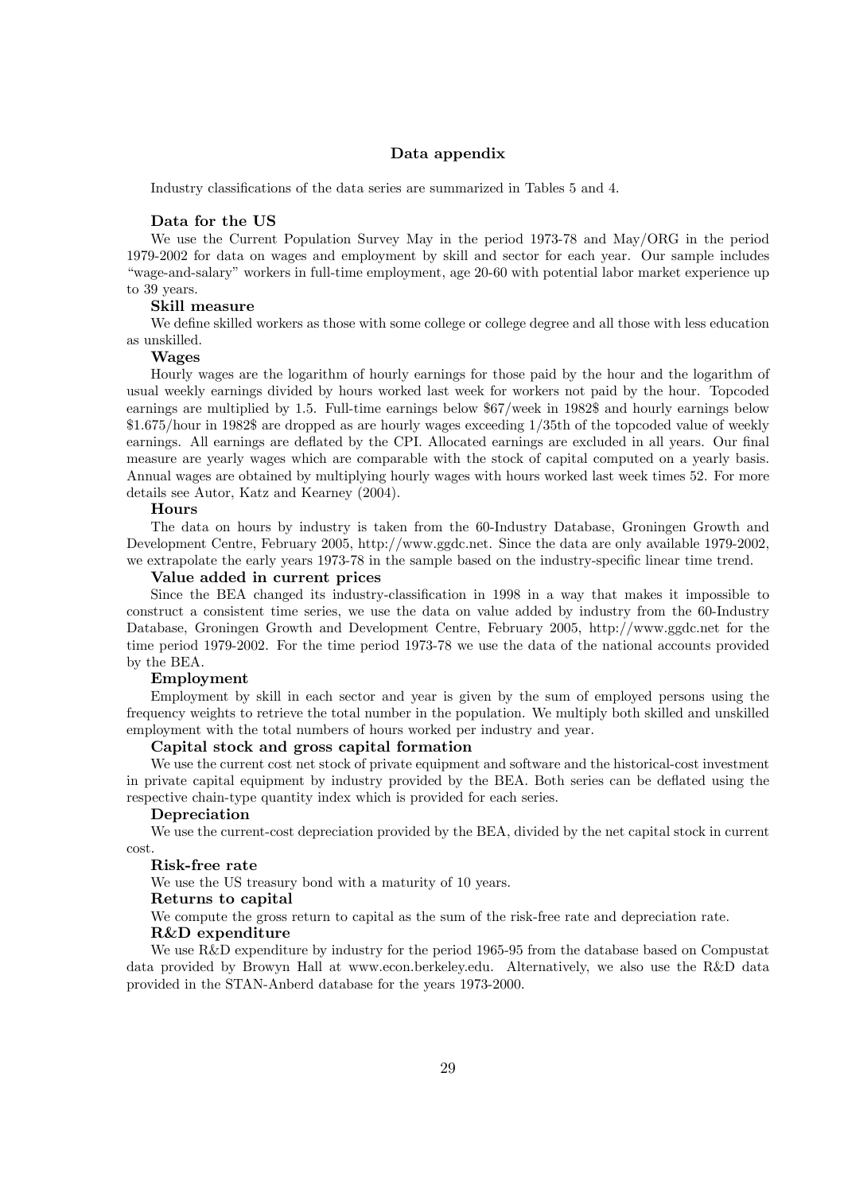## Data appendix

Industry classifications of the data series are summarized in Tables 5 and 4.

### Data for the US

We use the Current Population Survey May in the period 1973-78 and May/ORG in the period 1979-2002 for data on wages and employment by skill and sector for each year. Our sample includes "wage-and-salary" workers in full-time employment, age 20-60 with potential labor market experience up to 39 years.

#### Skill measure

We define skilled workers as those with some college or college degree and all those with less education as unskilled.

#### Wages

Hourly wages are the logarithm of hourly earnings for those paid by the hour and the logarithm of usual weekly earnings divided by hours worked last week for workers not paid by the hour. Topcoded earnings are multiplied by 1.5. Full-time earnings below $67/week in 1982$ and hourly earnings below $1.675/hour in 1982$ are dropped as are hourly wages exceeding 1/35th of the topcoded value of weekly earnings. All earnings are deflated by the CPI. Allocated earnings are excluded in all years. Our final measure are yearly wages which are comparable with the stock of capital computed on a yearly basis. Annual wages are obtained by multiplying hourly wages with hours worked last week times 52. For more details see Autor, Katz and Kearney (2004).

#### Hours

The data on hours by industry is taken from the 60-Industry Database, Groningen Growth and Development Centre, February 2005, http://www.ggdc.net. Since the data are only available 1979-2002, we extrapolate the early years 1973-78 in the sample based on the industry-specific linear time trend.

#### Value added in current prices

Since the BEA changed its industry-classification in 1998 in a way that makes it impossible to construct a consistent time series, we use the data on value added by industry from the 60-Industry Database, Groningen Growth and Development Centre, February 2005, http://www.ggdc.net for the time period 1979-2002. For the time period 1973-78 we use the data of the national accounts provided by the BEA.

#### Employment

Employment by skill in each sector and year is given by the sum of employed persons using the frequency weights to retrieve the total number in the population. We multiply both skilled and unskilled employment with the total numbers of hours worked per industry and year.

#### Capital stock and gross capital formation

We use the current cost net stock of private equipment and software and the historical-cost investment in private capital equipment by industry provided by the BEA. Both series can be deflated using the respective chain-type quantity index which is provided for each series.

#### Depreciation

We use the current-cost depreciation provided by the BEA, divided by the net capital stock in current cost.

#### Risk-free rate

We use the US treasury bond with a maturity of 10 years.

#### Returns to capital

We compute the gross return to capital as the sum of the risk-free rate and depreciation rate.

#### R&D expenditure

We use R&D expenditure by industry for the period 1965-95 from the database based on Compustat data provided by Browyn Hall at www.econ.berkeley.edu. Alternatively, we also use the R&D data provided in the STAN-Anberd database for the years 1973-2000.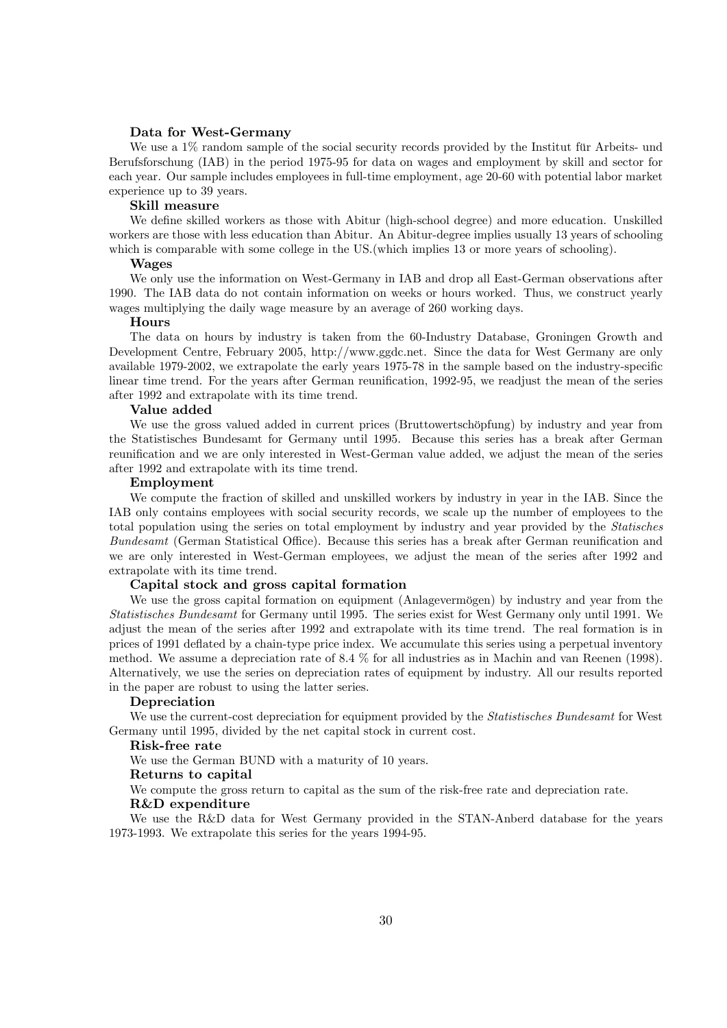### Data for West-Germany

We use a 1% random sample of the social security records provided by the Institut für Arbeits- und Berufsforschung (IAB) in the period 1975-95 for data on wages and employment by skill and sector for each year. Our sample includes employees in full-time employment, age 20-60 with potential labor market experience up to 39 years.

#### Skill measure

We define skilled workers as those with Abitur (high-school degree) and more education. Unskilled workers are those with less education than Abitur. An Abitur-degree implies usually 13 years of schooling which is comparable with some college in the US.(which implies 13 or more years of schooling).

#### Wages

We only use the information on West-Germany in IAB and drop all East-German observations after 1990. The IAB data do not contain information on weeks or hours worked. Thus, we construct yearly wages multiplying the daily wage measure by an average of 260 working days.

#### Hours

The data on hours by industry is taken from the 60-Industry Database, Groningen Growth and Development Centre, February 2005, http://www.ggdc.net. Since the data for West Germany are only available 1979-2002, we extrapolate the early years 1975-78 in the sample based on the industry-specific linear time trend. For the years after German reunification, 1992-95, we readjust the mean of the series after 1992 and extrapolate with its time trend.

#### Value added

We use the gross valued added in current prices (Bruttowertschöpfung) by industry and year from the Statistisches Bundesamt for Germany until 1995. Because this series has a break after German reunification and we are only interested in West-German value added, we adjust the mean of the series after 1992 and extrapolate with its time trend.

#### Employment

We compute the fraction of skilled and unskilled workers by industry in year in the IAB. Since the IAB only contains employees with social security records, we scale up the number of employees to the total population using the series on total employment by industry and year provided by the *Statisches Bundesamt* (German Statistical Office). Because this series has a break after German reunification and we are only interested in West-German employees, we adjust the mean of the series after 1992 and extrapolate with its time trend.

#### Capital stock and gross capital formation

We use the gross capital formation on equipment (Anlagevermögen) by industry and year from the *Statistisches Bundesamt* for Germany until 1995. The series exist for West Germany only until 1991. We adjust the mean of the series after 1992 and extrapolate with its time trend. The real formation is in prices of 1991 deflated by a chain-type price index. We accumulate this series using a perpetual inventory method. We assume a depreciation rate of 8.4 % for all industries as in Machin and van Reenen (1998). Alternatively, we use the series on depreciation rates of equipment by industry. All our results reported in the paper are robust to using the latter series.

#### Depreciation

We use the current-cost depreciation for equipment provided by the *Statistisches Bundesamt* for West Germany until 1995, divided by the net capital stock in current cost.

#### Risk-free rate

We use the German BUND with a maturity of 10 years.

#### Returns to capital

We compute the gross return to capital as the sum of the risk-free rate and depreciation rate.

#### R&D expenditure

We use the R&D data for West Germany provided in the STAN-Anberd database for the years 1973-1993. We extrapolate this series for the years 1994-95.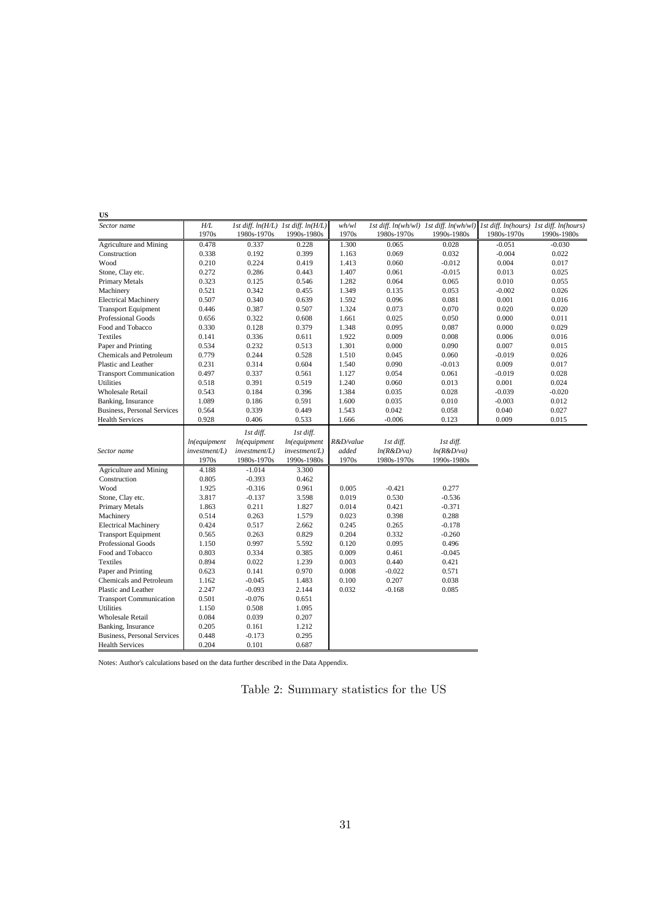**US**

| Sector name | H/L 1970s | 1st diff. ln(H/L) 1980s-1970s | 1st diff. ln(H/L) 1990s-1980s | wh/wl 1970s | 1st diff. ln(wh/wl) 1980s-1970s | 1st diff. ln(wh/wl) 1990s-1980s | 1st diff. ln(hours) 1980s-1970s | 1st diff. ln(hours) 1990s-1980s |
|---|---|---|---|---|---|---|---|---|
| Agriculture and Mining | 0.478 | 0.337 | 0.228 | 1.300 | 0.065 | 0.028 | -0.051 | -0.030 |
| Construction | 0.338 | 0.192 | 0.399 | 1.163 | 0.069 | 0.032 | -0.004 | 0.022 |
| Wood | 0.210 | 0.224 | 0.419 | 1.413 | 0.060 | -0.012 | 0.004 | 0.017 |
| Stone, Clay etc. | 0.272 | 0.286 | 0.443 | 1.407 | 0.061 | -0.015 | 0.013 | 0.025 |
| Primary Metals | 0.323 | 0.125 | 0.546 | 1.282 | 0.064 | 0.065 | 0.010 | 0.055 |
| Machinery | 0.521 | 0.342 | 0.455 | 1.349 | 0.135 | 0.053 | -0.002 | 0.026 |
| Electrical Machinery | 0.507 | 0.340 | 0.639 | 1.592 | 0.096 | 0.081 | 0.001 | 0.016 |
| Transport Equipment | 0.446 | 0.387 | 0.507 | 1.324 | 0.073 | 0.070 | 0.020 | 0.020 |
| Professional Goods | 0.656 | 0.322 | 0.608 | 1.661 | 0.025 | 0.050 | 0.000 | 0.011 |
| Food and Tobacco | 0.330 | 0.128 | 0.379 | 1.348 | 0.095 | 0.087 | 0.000 | 0.029 |
| Textiles | 0.141 | 0.336 | 0.611 | 1.922 | 0.009 | 0.008 | 0.006 | 0.016 |
| Paper and Printing | 0.534 | 0.232 | 0.513 | 1.301 | 0.000 | 0.090 | 0.007 | 0.015 |
| Chemicals and Petroleum | 0.779 | 0.244 | 0.528 | 1.510 | 0.045 | 0.060 | -0.019 | 0.026 |
| Plastic and Leather | 0.231 | 0.314 | 0.604 | 1.540 | 0.090 | -0.013 | 0.009 | 0.017 |
| Transport Communication | 0.497 | 0.337 | 0.561 | 1.127 | 0.054 | 0.061 | -0.019 | 0.028 |
| Utilities | 0.518 | 0.391 | 0.519 | 1.240 | 0.060 | 0.013 | 0.001 | 0.024 |
| Wholesale Retail | 0.543 | 0.184 | 0.396 | 1.384 | 0.035 | 0.028 | -0.039 | -0.020 |
| Banking, Insurance | 1.089 | 0.186 | 0.591 | 1.600 | 0.035 | 0.010 | -0.003 | 0.012 |
| Business, Personal Services | 0.564 | 0.339 | 0.449 | 1.543 | 0.042 | 0.058 | 0.040 | 0.027 |
| Health Services | 0.928 | 0.406 | 0.533 | 1.666 | -0.006 | 0.123 | 0.009 | 0.015 |

| Sector name | ln(equipment investment/L) 1970s | 1st diff. ln(equipment investment/L) 1980s-1970s | 1st diff. ln(equipment investment/L) 1990s-1980s | R&D/value added 1970s | 1st diff. ln(R&D/va) 1980s-1970s | 1st diff. ln(R&D/va) 1990s-1980s |
|---|---|---|---|---|---|---|
| Agriculture and Mining | 4.188 | -1.014 | 3.300 | | | |
| Construction | 0.805 | -0.393 | 0.462 | | | |
| Wood | 1.925 | -0.316 | 0.961 | 0.005 | -0.421 | 0.277 |
| Stone, Clay etc. | 3.817 | -0.137 | 3.598 | 0.019 | 0.530 | -0.536 |
| Primary Metals | 1.863 | 0.211 | 1.827 | 0.014 | 0.421 | -0.371 |
| Machinery | 0.514 | 0.263 | 1.579 | 0.023 | 0.398 | 0.288 |
| Electrical Machinery | 0.424 | 0.517 | 2.662 | 0.245 | 0.265 | -0.178 |
| Transport Equipment | 0.565 | 0.263 | 0.829 | 0.204 | 0.332 | -0.260 |
| Professional Goods | 1.150 | 0.997 | 5.592 | 0.120 | 0.095 | 0.496 |
| Food and Tobacco | 0.803 | 0.334 | 0.385 | 0.009 | 0.461 | -0.045 |
| Textiles | 0.894 | 0.022 | 1.239 | 0.003 | 0.440 | 0.421 |
| Paper and Printing | 0.623 | 0.141 | 0.970 | 0.008 | -0.022 | 0.571 |
| Chemicals and Petroleum | 1.162 | -0.045 | 1.483 | 0.100 | 0.207 | 0.038 |
| Plastic and Leather | 2.247 | -0.093 | 2.144 | 0.032 | -0.168 | 0.085 |
| Transport Communication | 0.501 | -0.076 | 0.651 | | | |
| Utilities | 1.150 | 0.508 | 1.095 | | | |
| Wholesale Retail | 0.084 | 0.039 | 0.207 | | | |
| Banking, Insurance | 0.205 | 0.161 | 1.212 | | | |
| Business, Personal Services | 0.448 | -0.173 | 0.295 | | | |
| Health Services | 0.204 | 0.101 | 0.687 | | | |

Notes: Author's calculations based on the data further described in the Data Appendix.

Table 2: Summary statistics for the US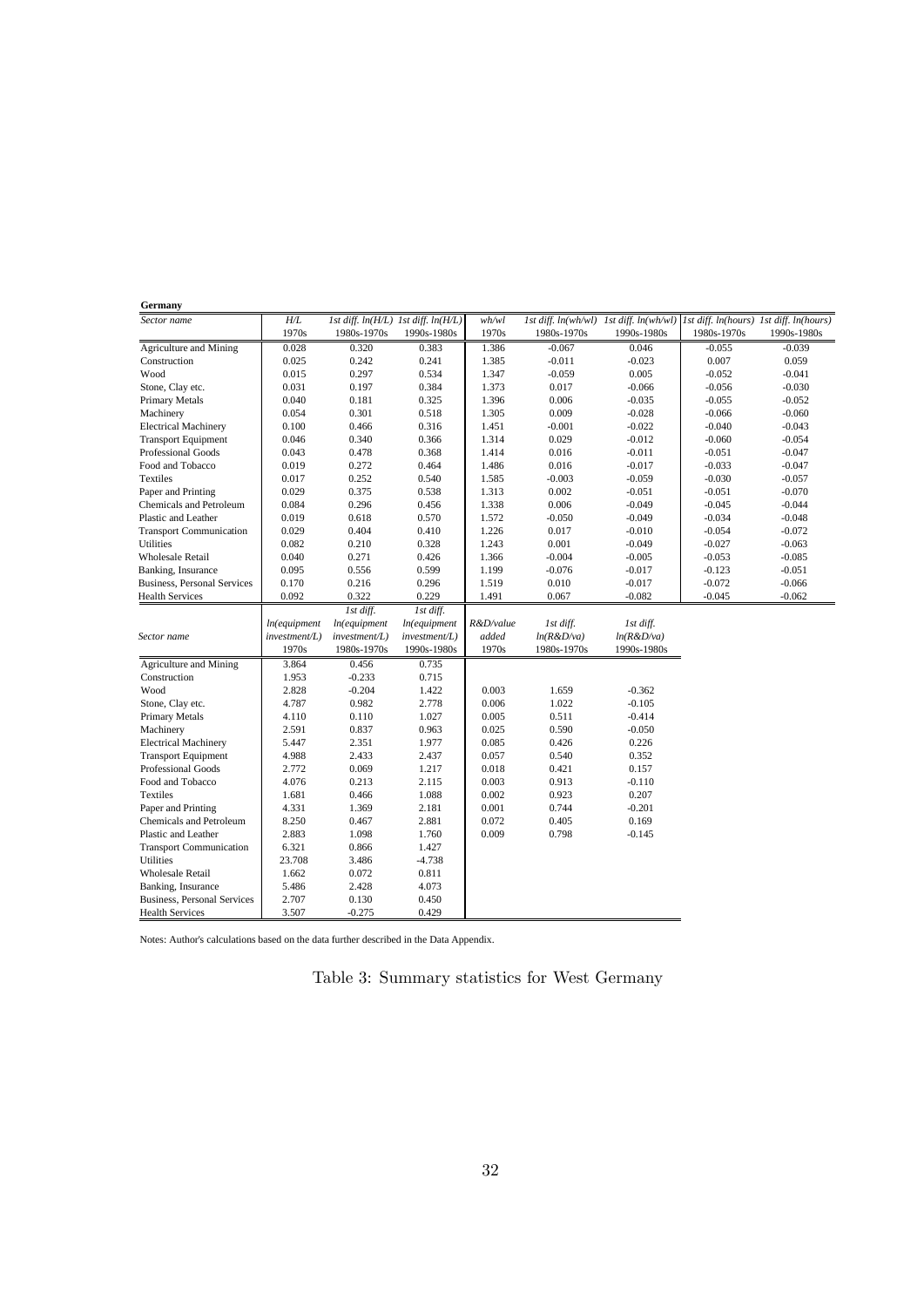**Germany**

| Sector name | H/L | 1st diff. ln(H/L) | 1st diff. ln(H/L) | wh/wl | 1st diff. ln(wh/wl) | 1st diff. ln(wh/wl) | 1st diff. ln(hours) | 1st diff. ln(hours) |
|---|---|---|---|---|---|---|---|---|
| | 1970s | 1980s-1970s | 1990s-1980s | 1970s | 1980s-1970s | 1990s-1980s | 1980s-1970s | 1990s-1980s |
| Agriculture and Mining | 0.028 | 0.320 | 0.383 | 1.386 | -0.067 | 0.046 | -0.055 | -0.039 |
| Construction | 0.025 | 0.242 | 0.241 | 1.385 | -0.011 | -0.023 | 0.007 | 0.059 |
| Wood | 0.015 | 0.297 | 0.534 | 1.347 | -0.059 | 0.005 | -0.052 | -0.041 |
| Stone, Clay etc. | 0.031 | 0.197 | 0.384 | 1.373 | 0.017 | -0.066 | -0.056 | -0.030 |
| Primary Metals | 0.040 | 0.181 | 0.325 | 1.396 | 0.006 | -0.035 | -0.055 | -0.052 |
| Machinery | 0.054 | 0.301 | 0.518 | 1.305 | 0.009 | -0.028 | -0.066 | -0.060 |
| Electrical Machinery | 0.100 | 0.466 | 0.316 | 1.451 | -0.001 | -0.022 | -0.040 | -0.043 |
| Transport Equipment | 0.046 | 0.340 | 0.366 | 1.314 | 0.029 | -0.012 | -0.060 | -0.054 |
| Professional Goods | 0.043 | 0.478 | 0.368 | 1.414 | 0.016 | -0.011 | -0.051 | -0.047 |
| Food and Tobacco | 0.019 | 0.272 | 0.464 | 1.486 | 0.016 | -0.017 | -0.033 | -0.047 |
| Textiles | 0.017 | 0.252 | 0.540 | 1.585 | -0.003 | -0.059 | -0.030 | -0.057 |
| Paper and Printing | 0.029 | 0.375 | 0.538 | 1.313 | 0.002 | -0.051 | -0.051 | -0.070 |
| Chemicals and Petroleum | 0.084 | 0.296 | 0.456 | 1.338 | 0.006 | -0.049 | -0.045 | -0.044 |
| Plastic and Leather | 0.019 | 0.618 | 0.570 | 1.572 | -0.050 | -0.049 | -0.034 | -0.048 |
| Transport Communication | 0.029 | 0.404 | 0.410 | 1.226 | 0.017 | -0.010 | -0.054 | -0.072 |
| Utilities | 0.082 | 0.210 | 0.328 | 1.243 | 0.001 | -0.049 | -0.027 | -0.063 |
| Wholesale Retail | 0.040 | 0.271 | 0.426 | 1.366 | -0.004 | -0.005 | -0.053 | -0.085 |
| Banking, Insurance | 0.095 | 0.556 | 0.599 | 1.199 | -0.076 | -0.017 | -0.123 | -0.051 |
| Business, Personal Services | 0.170 | 0.216 | 0.296 | 1.519 | 0.010 | -0.017 | -0.072 | -0.066 |
| Health Services | 0.092 | 0.322 | 0.229 | 1.491 | 0.067 | -0.082 | -0.045 | -0.062 |

| Sector name | ln(equipment investment/L) | 1st diff. ln(equipment investment/L) | 1st diff. ln(equipment investment/L) | R&D/value added | 1st diff. ln(R&D/va) | 1st diff. ln(R&D/va) |
|---|---|---|---|---|---|---|
| | 1970s | 1980s-1970s | 1990s-1980s | 1970s | 1980s-1970s | 1990s-1980s |
| Agriculture and Mining | 3.864 | 0.456 | 0.735 | | | |
| Construction | 1.953 | -0.233 | 0.715 | | | |
| Wood | 2.828 | -0.204 | 1.422 | 0.003 | 1.659 | -0.362 |
| Stone, Clay etc. | 4.787 | 0.982 | 2.778 | 0.006 | 1.022 | -0.105 |
| Primary Metals | 4.110 | 0.110 | 1.027 | 0.005 | 0.511 | -0.414 |
| Machinery | 2.591 | 0.837 | 0.963 | 0.025 | 0.590 | -0.050 |
| Electrical Machinery | 5.447 | 2.351 | 1.977 | 0.085 | 0.426 | 0.226 |
| Transport Equipment | 4.988 | 2.433 | 2.437 | 0.057 | 0.540 | 0.352 |
| Professional Goods | 2.772 | 0.069 | 1.217 | 0.018 | 0.421 | 0.157 |
| Food and Tobacco | 4.076 | 0.213 | 2.115 | 0.003 | 0.913 | -0.110 |
| Textiles | 1.681 | 0.466 | 1.088 | 0.002 | 0.923 | 0.207 |
| Paper and Printing | 4.331 | 1.369 | 2.181 | 0.001 | 0.744 | -0.201 |
| Chemicals and Petroleum | 8.250 | 0.467 | 2.881 | 0.072 | 0.405 | 0.169 |
| Plastic and Leather | 2.883 | 1.098 | 1.760 | 0.009 | 0.798 | -0.145 |
| Transport Communication | 6.321 | 0.866 | 1.427 | | | |
| Utilities | 23.708 | 3.486 | -4.738 | | | |
| Wholesale Retail | 1.662 | 0.072 | 0.811 | | | |
| Banking, Insurance | 5.486 | 2.428 | 4.073 | | | |
| Business, Personal Services | 2.707 | 0.130 | 0.450 | | | |
| Health Services | 3.507 | -0.275 | 0.429 | | | |

Notes: Author's calculations based on the data further described in the Data Appendix.

Table 3: Summary statistics for West Germany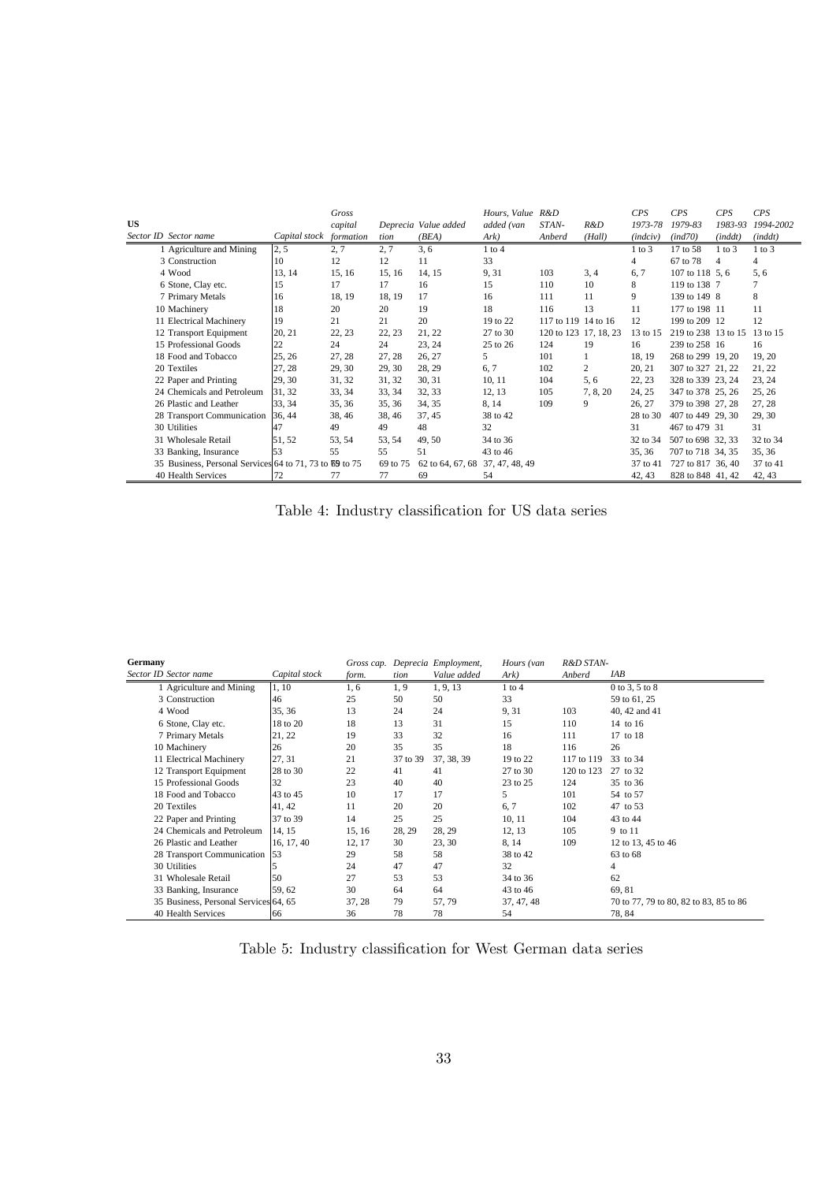| US | | | Gross capital | | | Hours, Value added (van | R&D STAN- | R&D | CPS 1973-78 | CPS 1979-83 | CPS 1983-93 | CPS 1994-2002 |
|---|---|---|---|---|---|---|---|---|---|---|---|---|
| *Sector ID* | *Sector name* | *Capital stock* | *formation* | *Depreciation* | *Value added (BEA)* | *Ark)* | *Anberd* | *(Hall)* | *(indciv)* | *(ind70)* | *(inddt)* | *(inddt)* |
| 1 | Agriculture and Mining | 2, 5 | 2, 7 | 2, 7 | 3, 6 | 1 to 4 | | | 1 to 3 | 17 to 58 | 1 to 3 | 1 to 3 |
| 3 | Construction | 10 | 12 | 12 | 11 | 33 | | | 4 | 67 to 78 | 4 | 4 |
| 4 | Wood | 13, 14 | 15, 16 | 15, 16 | 14, 15 | 9, 31 | 103 | 3, 4 | 6, 7 | 107 to 118 | 5, 6 | 5, 6 |
| 6 | Stone, Clay etc. | 15 | 17 | 17 | 16 | 15 | 110 | 10 | 8 | 119 to 138 | 7 | 7 |
| 7 | Primary Metals | 16 | 18, 19 | 18, 19 | 17 | 16 | 111 | 11 | 9 | 139 to 149 | 8 | 8 |
| 10 | Machinery | 18 | 20 | 20 | 19 | 18 | 116 | 13 | 11 | 177 to 198 | 11 | 11 |
| 11 | Electrical Machinery | 19 | 21 | 21 | 20 | 19 to 22 | 117 to 119 | 14 to 16 | 12 | 199 to 209 | 12 | 12 |
| 12 | Transport Equipment | 20, 21 | 22, 23 | 22, 23 | 21, 22 | 27 to 30 | 120 to 123 | 17, 18, 23 | 13 to 15 | 219 to 238 | 13 to 15 | 13 to 15 |
| 15 | Professional Goods | 22 | 24 | 24 | 23, 24 | 25 to 26 | 124 | 19 | 16 | 239 to 258 | 16 | 16 |
| 18 | Food and Tobacco | 25, 26 | 27, 28 | 27, 28 | 26, 27 | 5 | 101 | 1 | 18, 19 | 268 to 299 | 19, 20 | 19, 20 |
| 20 | Textiles | 27, 28 | 29, 30 | 29, 30 | 28, 29 | 6, 7 | 102 | 2 | 20, 21 | 307 to 327 | 21, 22 | 21, 22 |
| 22 | Paper and Printing | 29, 30 | 31, 32 | 31, 32 | 30, 31 | 10, 11 | 104 | 5, 6 | 22, 23 | 328 to 339 | 23, 24 | 23, 24 |
| 24 | Chemicals and Petroleum | 31, 32 | 33, 34 | 33, 34 | 32, 33 | 12, 13 | 105 | 7, 8, 20 | 24, 25 | 347 to 378 | 25, 26 | 25, 26 |
| 26 | Plastic and Leather | 33, 34 | 35, 36 | 35, 36 | 34, 35 | 8, 14 | 109 | 9 | 26, 27 | 379 to 398 | 27, 28 | 27, 28 |
| 28 | Transport Communication | 36, 44 | 38, 46 | 38, 46 | 37, 45 | 38 to 42 | | | 28 to 30 | 407 to 449 | 29, 30 | 29, 30 |
| 30 | Utilities | 47 | 49 | 49 | 48 | 32 | | | 31 | 467 to 479 | 31 | 31 |
| 31 | Wholesale Retail | 51, 52 | 53, 54 | 53, 54 | 49, 50 | 34 to 36 | | | 32 to 34 | 507 to 698 | 32, 33 | 32 to 34 |
| 33 | Banking, Insurance | 53 | 55 | 55 | 51 | 43 to 46 | | | 35, 36 | 707 to 718 | 34, 35 | 35, 36 |
| 35 | Business, Personal Services | 64 to 71, 73 to 75 | 69 to 75 | 69 to 75 | 62 to 64, 67, 68 | 37, 47, 48, 49 | | | 37 to 41 | 727 to 817 | 36, 40 | 37 to 41 |
| 40 | Health Services | 72 | 77 | 77 | 69 | 54 | | | 42, 43 | 828 to 848 | 41, 42 | 42, 43 |

Table 4: Industry classification for US data series

| Germany | | | Gross cap. | | Employment, | Hours (van | R&D STAN- | |
|---|---|---|---|---|---|---|---|---|
| *Sector ID* | *Sector name* | *Capital stock* | *form.* | *Depreciation* | *Value added* | *Ark)* | *Anberd* | *IAB* |
| 1 | Agriculture and Mining | 1, 10 | 1, 6 | 1, 9 | 1, 9, 13 | 1 to 4 | | 0 to 3, 5 to 8 |
| 3 | Construction | 46 | 25 | 50 | 50 | 33 | | 59 to 61, 25 |
| 4 | Wood | 35, 36 | 13 | 24 | 24 | 9, 31 | 103 | 40, 42 and 41 |
| 6 | Stone, Clay etc. | 18 to 20 | 18 | 13 | 31 | 15 | 110 | 14 to 16 |
| 7 | Primary Metals | 21, 22 | 19 | 33 | 32 | 16 | 111 | 17 to 18 |
| 10 | Machinery | 26 | 20 | 35 | 35 | 18 | 116 | 26 |
| 11 | Electrical Machinery | 27, 31 | 21 | 37 to 39 | 37, 38, 39 | 19 to 22 | 117 to 119 | 33 to 34 |
| 12 | Transport Equipment | 28 to 30 | 22 | 41 | 41 | 27 to 30 | 120 to 123 | 27 to 32 |
| 15 | Professional Goods | 32 | 23 | 40 | 40 | 23 to 25 | 124 | 35 to 36 |
| 18 | Food and Tobacco | 43 to 45 | 10 | 17 | 17 | 5 | 101 | 54 to 57 |
| 20 | Textiles | 41, 42 | 11 | 20 | 20 | 6, 7 | 102 | 47 to 53 |
| 22 | Paper and Printing | 37 to 39 | 14 | 25 | 25 | 10, 11 | 104 | 43 to 44 |
| 24 | Chemicals and Petroleum | 14, 15 | 15, 16 | 28, 29 | 28, 29 | 12, 13 | 105 | 9 to 11 |
| 26 | Plastic and Leather | 16, 17, 40 | 12, 17 | 30 | 23, 30 | 8, 14 | 109 | 12 to 13, 45 to 46 |
| 28 | Transport Communication | 53 | 29 | 58 | 58 | 38 to 42 | | 63 to 68 |
| 30 | Utilities | 5 | 24 | 47 | 47 | 32 | | 4 |
| 31 | Wholesale Retail | 50 | 27 | 53 | 53 | 34 to 36 | | 62 |
| 33 | Banking, Insurance | 59, 62 | 30 | 64 | 64 | 43 to 46 | | 69, 81 |
| 35 | Business, Personal Services | 64, 65 | 37, 28 | 79 | 57, 79 | 37, 47, 48 | | 70 to 77, 79 to 80, 82 to 83, 85 to 86 |
| 40 | Health Services | 66 | 36 | 78 | 78 | 54 | | 78, 84 |

Table 5: Industry classification for West German data series